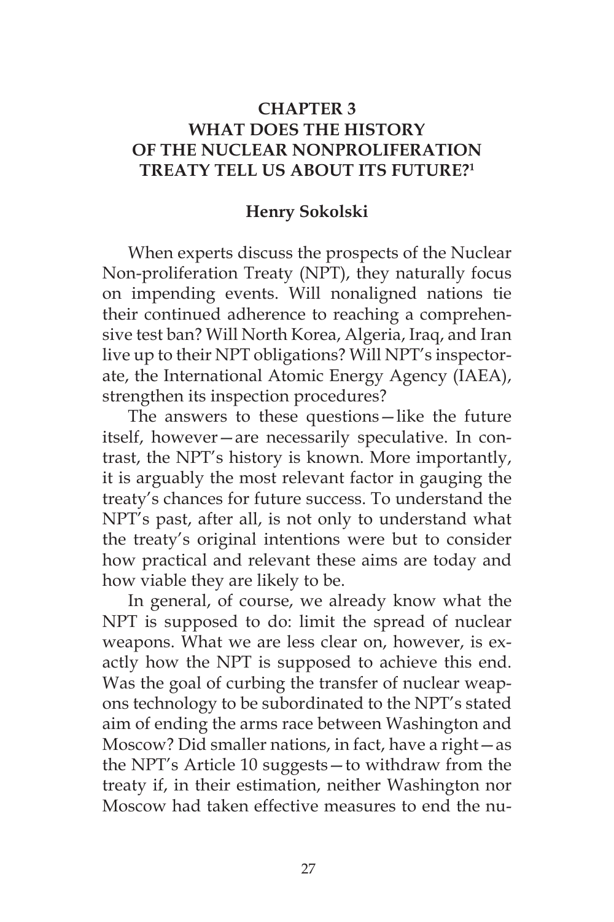# CHAPTER 3
# WHAT DOES THE HISTORY OF THE NUCLEAR NONPROLIFERATION TREATY TELL US ABOUT ITS FUTURE?[1]

**Henry Sokolski**

When experts discuss the prospects of the Nuclear Non-proliferation Treaty (NPT), they naturally focus on impending events. Will nonaligned nations tie their continued adherence to reaching a comprehensive test ban? Will North Korea, Algeria, Iraq, and Iran live up to their NPT obligations? Will NPT's inspectorate, the International Atomic Energy Agency (IAEA), strengthen its inspection procedures?

The answers to these questions—like the future itself, however—are necessarily speculative. In contrast, the NPT's history is known. More importantly, it is arguably the most relevant factor in gauging the treaty's chances for future success. To understand the NPT's past, after all, is not only to understand what the treaty's original intentions were but to consider how practical and relevant these aims are today and how viable they are likely to be.

In general, of course, we already know what the NPT is supposed to do: limit the spread of nuclear weapons. What we are less clear on, however, is exactly how the NPT is supposed to achieve this end. Was the goal of curbing the transfer of nuclear weapons technology to be subordinated to the NPT's stated aim of ending the arms race between Washington and Moscow? Did smaller nations, in fact, have a right—as the NPT's Article 10 suggests—to withdraw from the treaty if, in their estimation, neither Washington nor Moscow had taken effective measures to end the nu-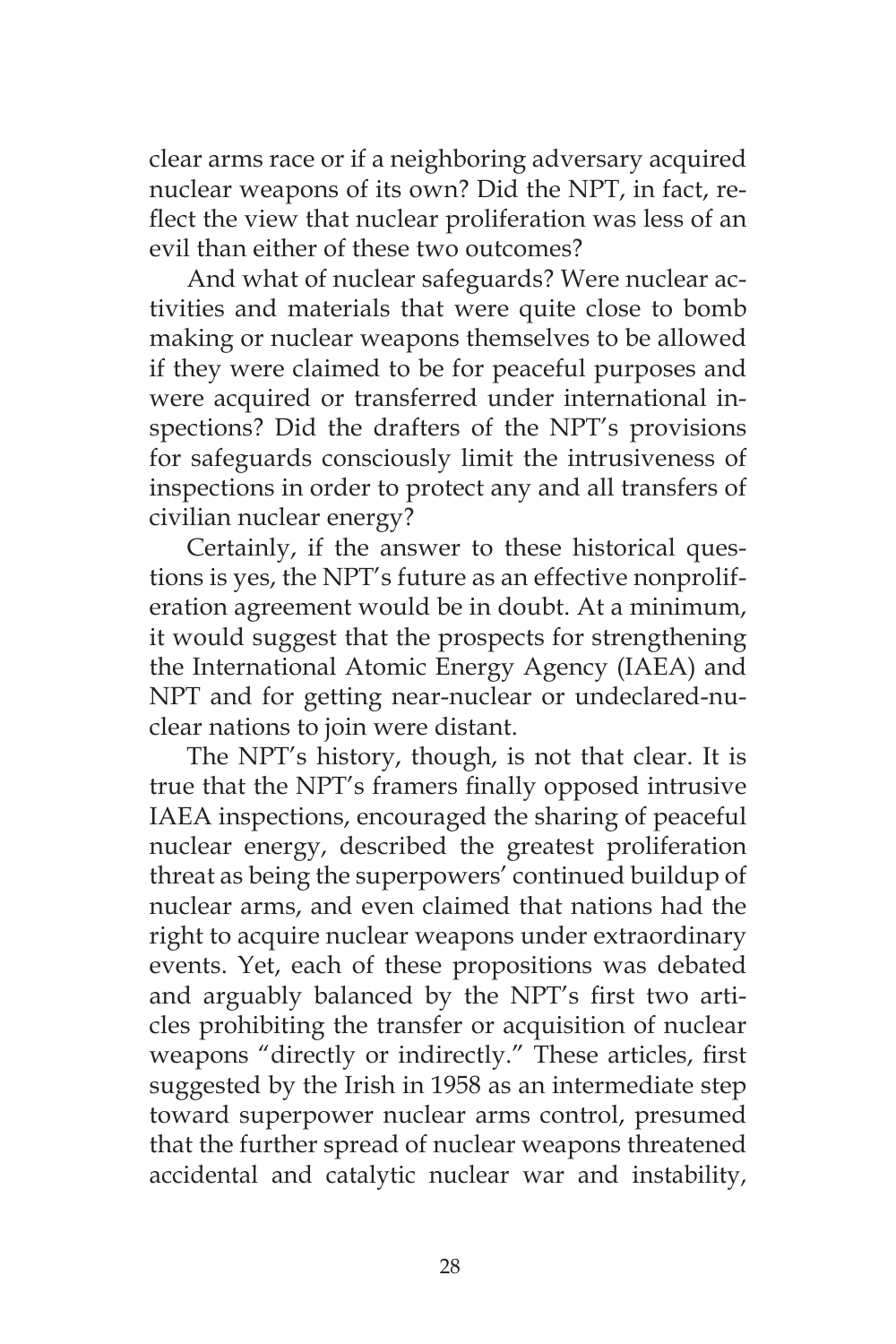clear arms race or if a neighboring adversary acquired nuclear weapons of its own? Did the NPT, in fact, reflect the view that nuclear proliferation was less of an evil than either of these two outcomes?

And what of nuclear safeguards? Were nuclear activities and materials that were quite close to bomb making or nuclear weapons themselves to be allowed if they were claimed to be for peaceful purposes and were acquired or transferred under international inspections? Did the drafters of the NPT's provisions for safeguards consciously limit the intrusiveness of inspections in order to protect any and all transfers of civilian nuclear energy?

Certainly, if the answer to these historical questions is yes, the NPT's future as an effective nonproliferation agreement would be in doubt. At a minimum, it would suggest that the prospects for strengthening the International Atomic Energy Agency (IAEA) and NPT and for getting near-nuclear or undeclared-nuclear nations to join were distant.

The NPT's history, though, is not that clear. It is true that the NPT's framers finally opposed intrusive IAEA inspections, encouraged the sharing of peaceful nuclear energy, described the greatest proliferation threat as being the superpowers' continued buildup of nuclear arms, and even claimed that nations had the right to acquire nuclear weapons under extraordinary events. Yet, each of these propositions was debated and arguably balanced by the NPT's first two articles prohibiting the transfer or acquisition of nuclear weapons "directly or indirectly." These articles, first suggested by the Irish in 1958 as an intermediate step toward superpower nuclear arms control, presumed that the further spread of nuclear weapons threatened accidental and catalytic nuclear war and instability,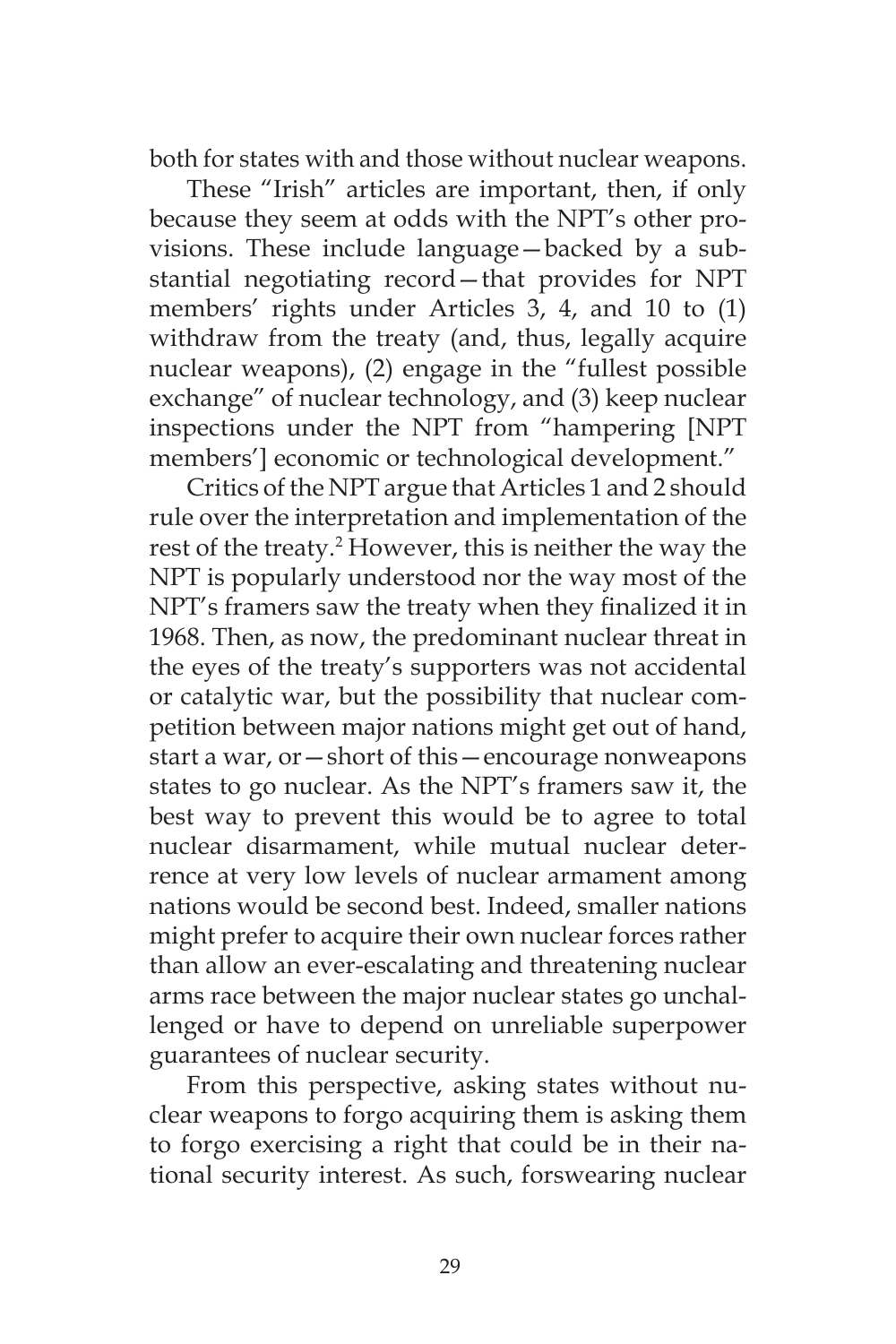both for states with and those without nuclear weapons.

These "Irish" articles are important, then, if only because they seem at odds with the NPT's other provisions. These include language—backed by a substantial negotiating record—that provides for NPT members' rights under Articles 3, 4, and 10 to (1) withdraw from the treaty (and, thus, legally acquire nuclear weapons), (2) engage in the "fullest possible exchange" of nuclear technology, and (3) keep nuclear inspections under the NPT from "hampering [NPT members'] economic or technological development."

Critics of the NPT argue that Articles 1 and 2 should rule over the interpretation and implementation of the rest of the treaty.[2] However, this is neither the way the NPT is popularly understood nor the way most of the NPT's framers saw the treaty when they finalized it in 1968. Then, as now, the predominant nuclear threat in the eyes of the treaty's supporters was not accidental or catalytic war, but the possibility that nuclear competition between major nations might get out of hand, start a war, or—short of this—encourage nonweapons states to go nuclear. As the NPT's framers saw it, the best way to prevent this would be to agree to total nuclear disarmament, while mutual nuclear deterrence at very low levels of nuclear armament among nations would be second best. Indeed, smaller nations might prefer to acquire their own nuclear forces rather than allow an ever-escalating and threatening nuclear arms race between the major nuclear states go unchallenged or have to depend on unreliable superpower guarantees of nuclear security.

From this perspective, asking states without nuclear weapons to forgo acquiring them is asking them to forgo exercising a right that could be in their national security interest. As such, forswearing nuclear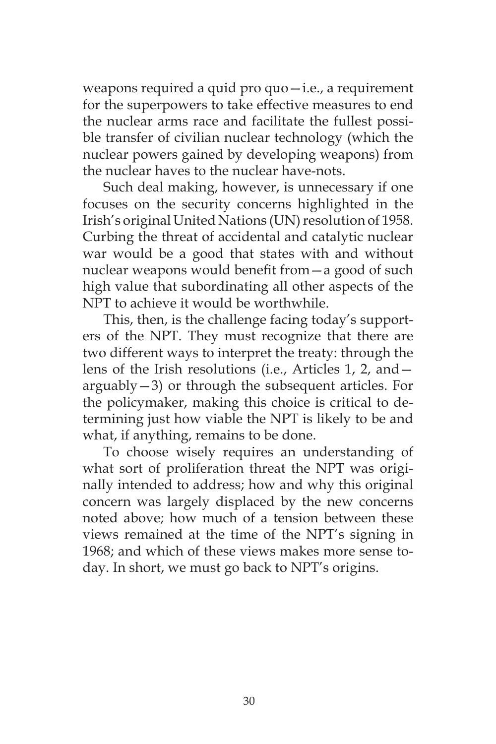weapons required a quid pro quo—i.e., a requirement for the superpowers to take effective measures to end the nuclear arms race and facilitate the fullest possible transfer of civilian nuclear technology (which the nuclear powers gained by developing weapons) from the nuclear haves to the nuclear have-nots.

Such deal making, however, is unnecessary if one focuses on the security concerns highlighted in the Irish's original United Nations (UN) resolution of 1958. Curbing the threat of accidental and catalytic nuclear war would be a good that states with and without nuclear weapons would benefit from—a good of such high value that subordinating all other aspects of the NPT to achieve it would be worthwhile.

This, then, is the challenge facing today's supporters of the NPT. They must recognize that there are two different ways to interpret the treaty: through the lens of the Irish resolutions (i.e., Articles 1, 2, and—arguably—3) or through the subsequent articles. For the policymaker, making this choice is critical to determining just how viable the NPT is likely to be and what, if anything, remains to be done.

To choose wisely requires an understanding of what sort of proliferation threat the NPT was originally intended to address; how and why this original concern was largely displaced by the new concerns noted above; how much of a tension between these views remained at the time of the NPT's signing in 1968; and which of these views makes more sense today. In short, we must go back to NPT's origins.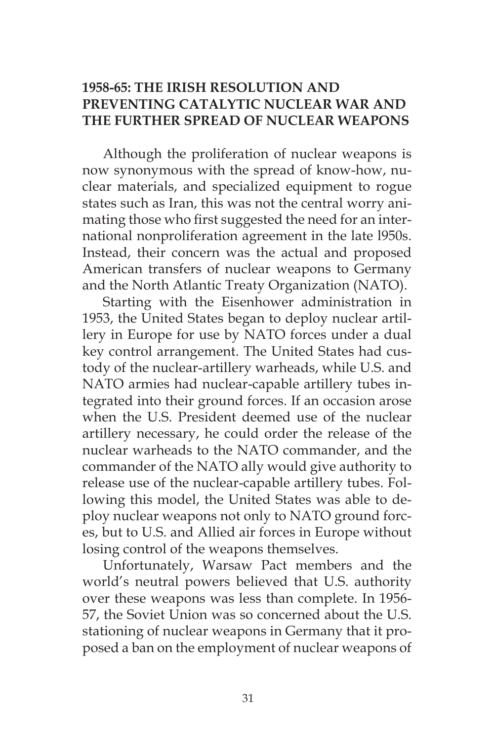## 1958-65: THE IRISH RESOLUTION AND PREVENTING CATALYTIC NUCLEAR WAR AND THE FURTHER SPREAD OF NUCLEAR WEAPONS

Although the proliferation of nuclear weapons is now synonymous with the spread of know-how, nuclear materials, and specialized equipment to rogue states such as Iran, this was not the central worry animating those who first suggested the need for an international nonproliferation agreement in the late l950s. Instead, their concern was the actual and proposed American transfers of nuclear weapons to Germany and the North Atlantic Treaty Organization (NATO).

Starting with the Eisenhower administration in 1953, the United States began to deploy nuclear artillery in Europe for use by NATO forces under a dual key control arrangement. The United States had custody of the nuclear-artillery warheads, while U.S. and NATO armies had nuclear-capable artillery tubes integrated into their ground forces. If an occasion arose when the U.S. President deemed use of the nuclear artillery necessary, he could order the release of the nuclear warheads to the NATO commander, and the commander of the NATO ally would give authority to release use of the nuclear-capable artillery tubes. Following this model, the United States was able to deploy nuclear weapons not only to NATO ground forces, but to U.S. and Allied air forces in Europe without losing control of the weapons themselves.

Unfortunately, Warsaw Pact members and the world's neutral powers believed that U.S. authority over these weapons was less than complete. In 1956-57, the Soviet Union was so concerned about the U.S. stationing of nuclear weapons in Germany that it proposed a ban on the employment of nuclear weapons of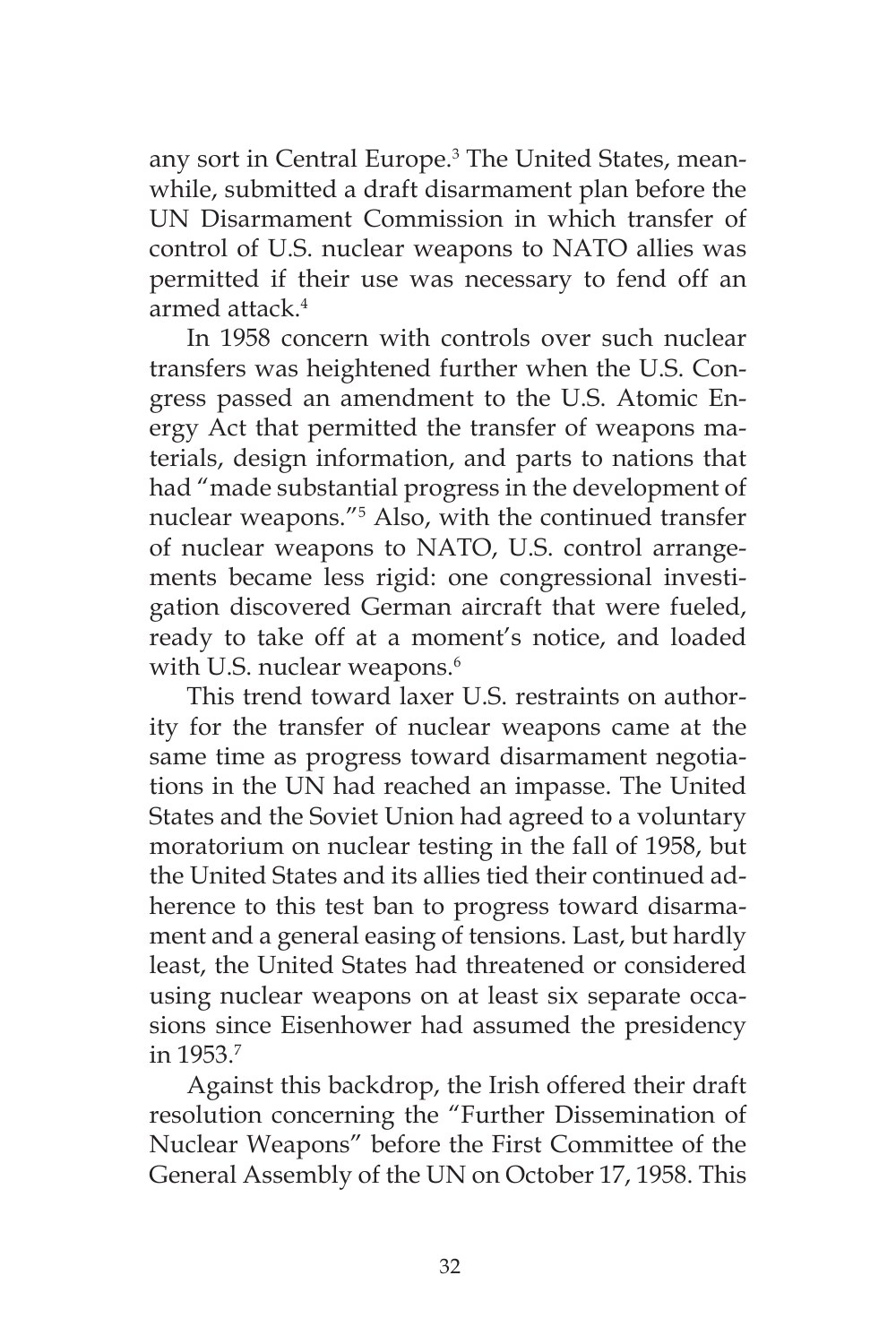any sort in Central Europe.[3] The United States, meanwhile, submitted a draft disarmament plan before the UN Disarmament Commission in which transfer of control of U.S. nuclear weapons to NATO allies was permitted if their use was necessary to fend off an armed attack.[4]

In 1958 concern with controls over such nuclear transfers was heightened further when the U.S. Congress passed an amendment to the U.S. Atomic Energy Act that permitted the transfer of weapons materials, design information, and parts to nations that had "made substantial progress in the development of nuclear weapons."[5] Also, with the continued transfer of nuclear weapons to NATO, U.S. control arrangements became less rigid: one congressional investigation discovered German aircraft that were fueled, ready to take off at a moment's notice, and loaded with U.S. nuclear weapons.[6]

This trend toward laxer U.S. restraints on authority for the transfer of nuclear weapons came at the same time as progress toward disarmament negotiations in the UN had reached an impasse. The United States and the Soviet Union had agreed to a voluntary moratorium on nuclear testing in the fall of 1958, but the United States and its allies tied their continued adherence to this test ban to progress toward disarmament and a general easing of tensions. Last, but hardly least, the United States had threatened or considered using nuclear weapons on at least six separate occasions since Eisenhower had assumed the presidency in 1953.[7]

Against this backdrop, the Irish offered their draft resolution concerning the "Further Dissemination of Nuclear Weapons" before the First Committee of the General Assembly of the UN on October 17, 1958. This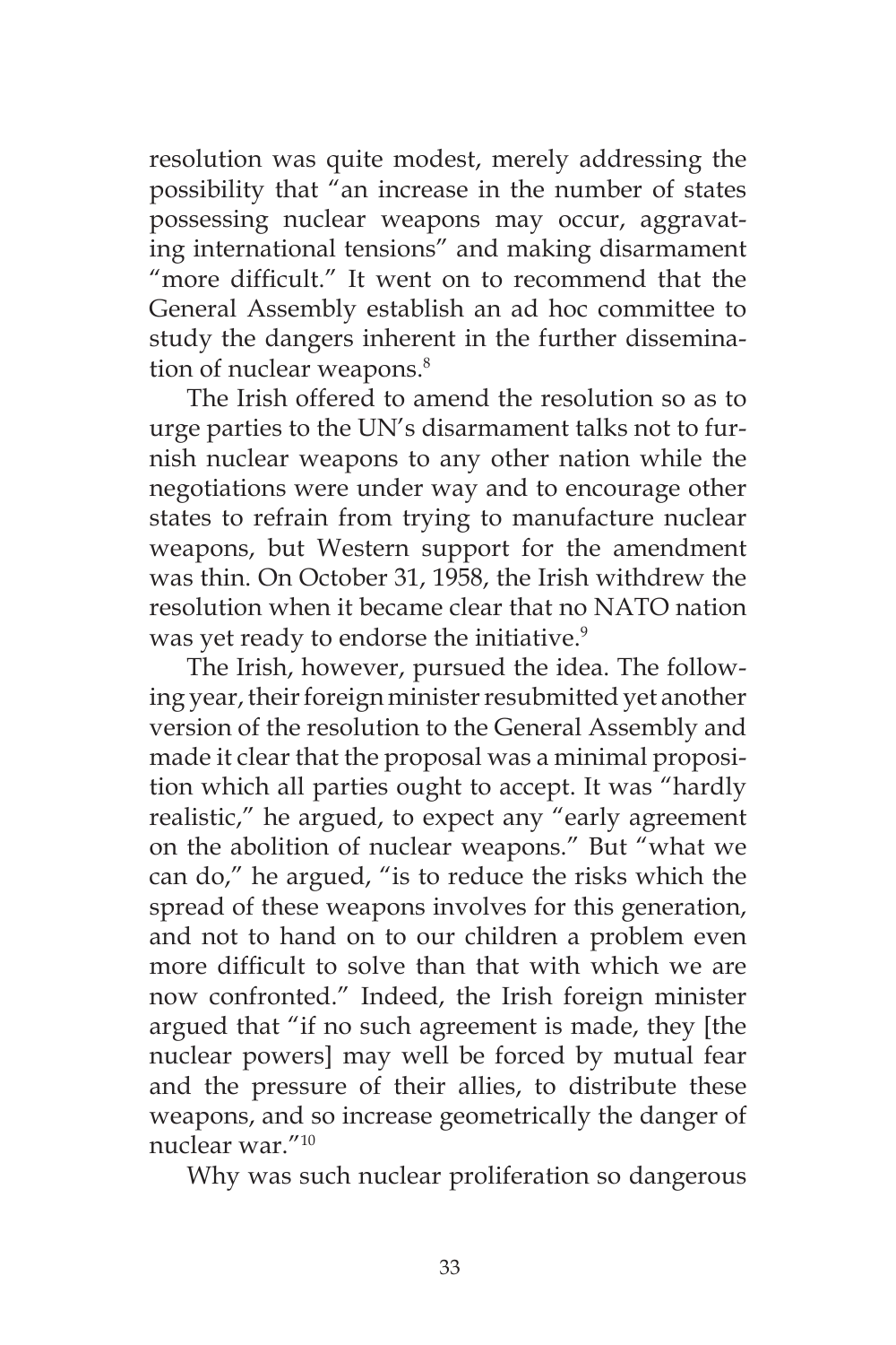resolution was quite modest, merely addressing the possibility that "an increase in the number of states possessing nuclear weapons may occur, aggravating international tensions" and making disarmament "more difficult." It went on to recommend that the General Assembly establish an ad hoc committee to study the dangers inherent in the further dissemination of nuclear weapons.[8]

The Irish offered to amend the resolution so as to urge parties to the UN's disarmament talks not to furnish nuclear weapons to any other nation while the negotiations were under way and to encourage other states to refrain from trying to manufacture nuclear weapons, but Western support for the amendment was thin. On October 31, 1958, the Irish withdrew the resolution when it became clear that no NATO nation was yet ready to endorse the initiative.[9]

The Irish, however, pursued the idea. The following year, their foreign minister resubmitted yet another version of the resolution to the General Assembly and made it clear that the proposal was a minimal proposition which all parties ought to accept. It was "hardly realistic," he argued, to expect any "early agreement on the abolition of nuclear weapons." But "what we can do," he argued, "is to reduce the risks which the spread of these weapons involves for this generation, and not to hand on to our children a problem even more difficult to solve than that with which we are now confronted." Indeed, the Irish foreign minister argued that "if no such agreement is made, they [the nuclear powers] may well be forced by mutual fear and the pressure of their allies, to distribute these weapons, and so increase geometrically the danger of nuclear war."[10]

Why was such nuclear proliferation so dangerous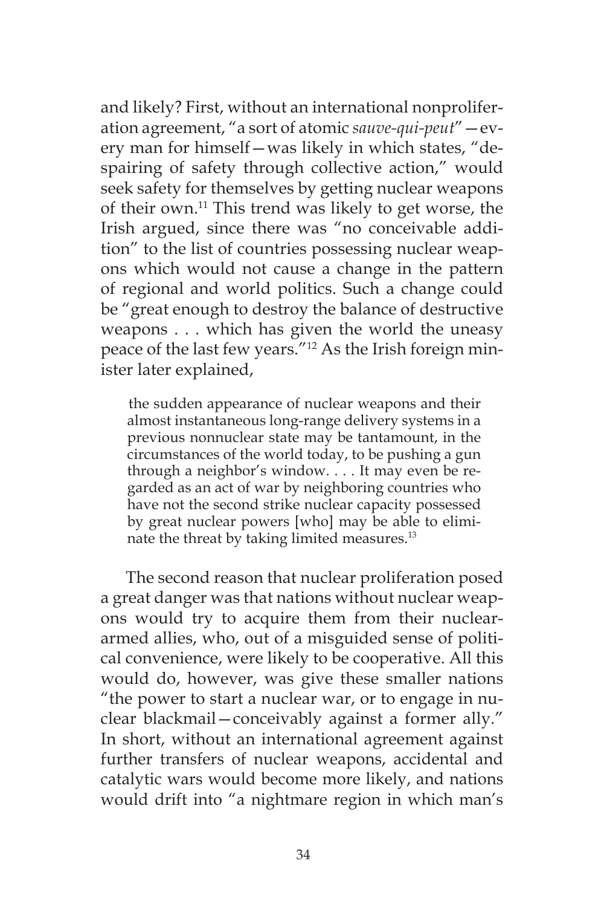and likely? First, without an international nonproliferation agreement, "a sort of atomic *sauve-qui-peut*"—every man for himself—was likely in which states, "despairing of safety through collective action," would seek safety for themselves by getting nuclear weapons of their own.[11] This trend was likely to get worse, the Irish argued, since there was "no conceivable addition" to the list of countries possessing nuclear weapons which would not cause a change in the pattern of regional and world politics. Such a change could be "great enough to destroy the balance of destructive weapons . . . which has given the world the uneasy peace of the last few years."[12] As the Irish foreign minister later explained,

> the sudden appearance of nuclear weapons and their almost instantaneous long-range delivery systems in a previous nonnuclear state may be tantamount, in the circumstances of the world today, to be pushing a gun through a neighbor's window. . . . It may even be regarded as an act of war by neighboring countries who have not the second strike nuclear capacity possessed by great nuclear powers [who] may be able to eliminate the threat by taking limited measures.[13]

The second reason that nuclear proliferation posed a great danger was that nations without nuclear weapons would try to acquire them from their nuclear-armed allies, who, out of a misguided sense of political convenience, were likely to be cooperative. All this would do, however, was give these smaller nations "the power to start a nuclear war, or to engage in nuclear blackmail—conceivably against a former ally." In short, without an international agreement against further transfers of nuclear weapons, accidental and catalytic wars would become more likely, and nations would drift into "a nightmare region in which man's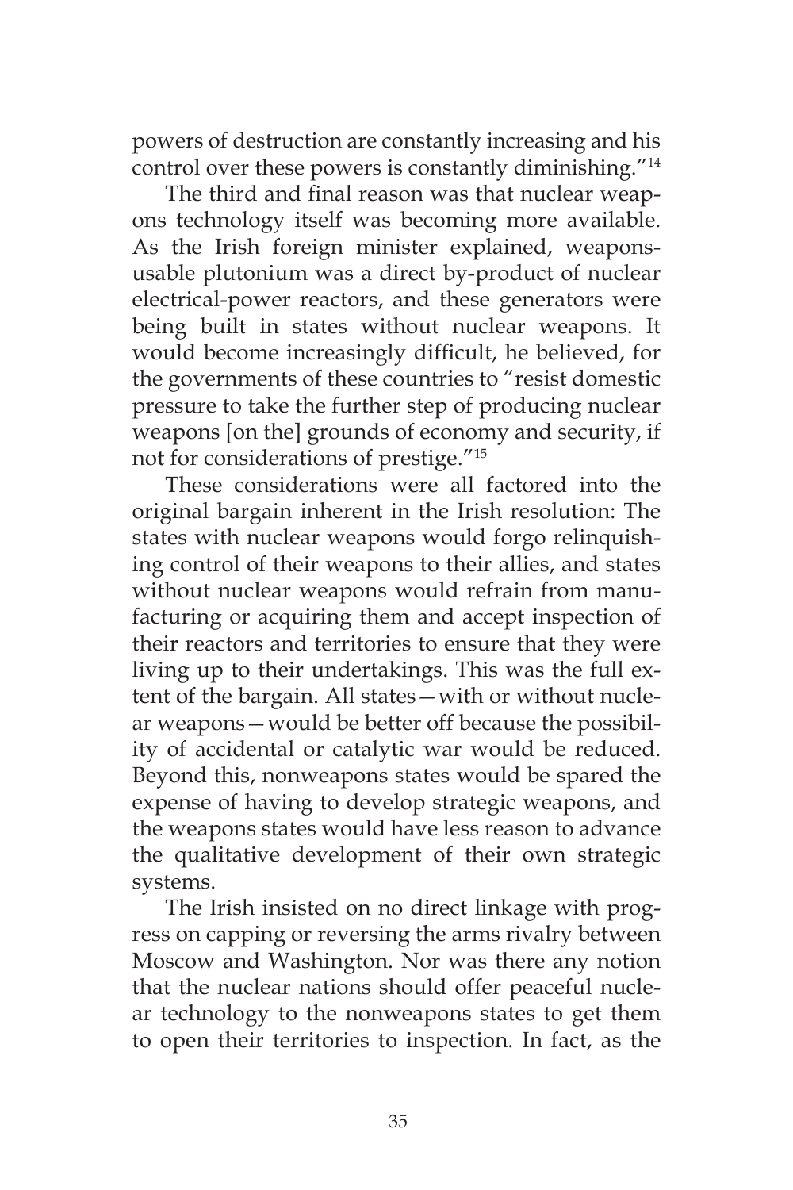powers of destruction are constantly increasing and his control over these powers is constantly diminishing."[14]

The third and final reason was that nuclear weapons technology itself was becoming more available. As the Irish foreign minister explained, weapons-usable plutonium was a direct by-product of nuclear electrical-power reactors, and these generators were being built in states without nuclear weapons. It would become increasingly difficult, he believed, for the governments of these countries to "resist domestic pressure to take the further step of producing nuclear weapons [on the] grounds of economy and security, if not for considerations of prestige."[15]

These considerations were all factored into the original bargain inherent in the Irish resolution: The states with nuclear weapons would forgo relinquishing control of their weapons to their allies, and states without nuclear weapons would refrain from manufacturing or acquiring them and accept inspection of their reactors and territories to ensure that they were living up to their undertakings. This was the full extent of the bargain. All states—with or without nuclear weapons—would be better off because the possibility of accidental or catalytic war would be reduced. Beyond this, nonweapons states would be spared the expense of having to develop strategic weapons, and the weapons states would have less reason to advance the qualitative development of their own strategic systems.

The Irish insisted on no direct linkage with progress on capping or reversing the arms rivalry between Moscow and Washington. Nor was there any notion that the nuclear nations should offer peaceful nuclear technology to the nonweapons states to get them to open their territories to inspection. In fact, as the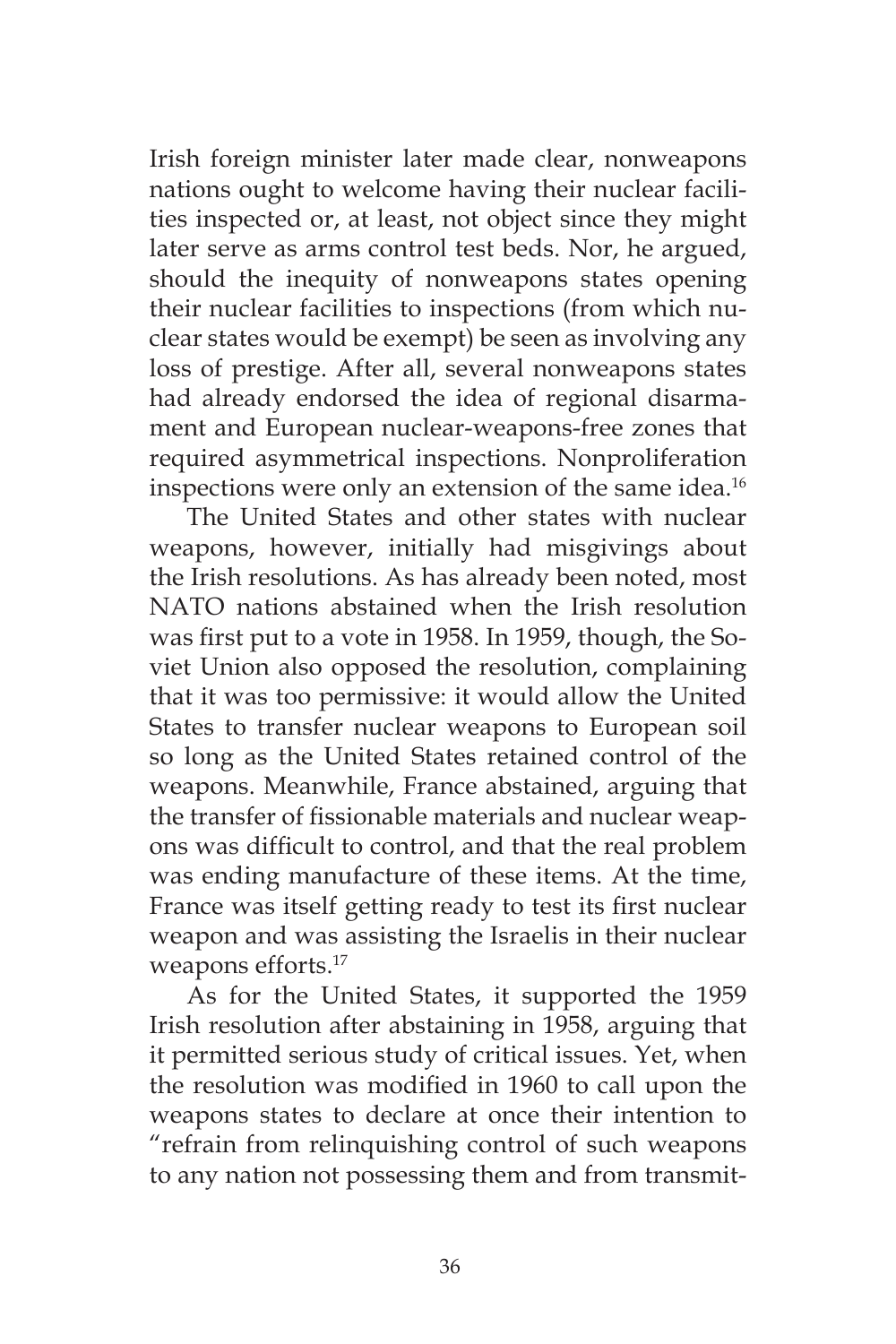Irish foreign minister later made clear, nonweapons nations ought to welcome having their nuclear facilities inspected or, at least, not object since they might later serve as arms control test beds. Nor, he argued, should the inequity of nonweapons states opening their nuclear facilities to inspections (from which nuclear states would be exempt) be seen as involving any loss of prestige. After all, several nonweapons states had already endorsed the idea of regional disarmament and European nuclear-weapons-free zones that required asymmetrical inspections. Nonproliferation inspections were only an extension of the same idea.[16]

The United States and other states with nuclear weapons, however, initially had misgivings about the Irish resolutions. As has already been noted, most NATO nations abstained when the Irish resolution was first put to a vote in 1958. In 1959, though, the Soviet Union also opposed the resolution, complaining that it was too permissive: it would allow the United States to transfer nuclear weapons to European soil so long as the United States retained control of the weapons. Meanwhile, France abstained, arguing that the transfer of fissionable materials and nuclear weapons was difficult to control, and that the real problem was ending manufacture of these items. At the time, France was itself getting ready to test its first nuclear weapon and was assisting the Israelis in their nuclear weapons efforts.[17]

As for the United States, it supported the 1959 Irish resolution after abstaining in 1958, arguing that it permitted serious study of critical issues. Yet, when the resolution was modified in 1960 to call upon the weapons states to declare at once their intention to "refrain from relinquishing control of such weapons to any nation not possessing them and from transmit-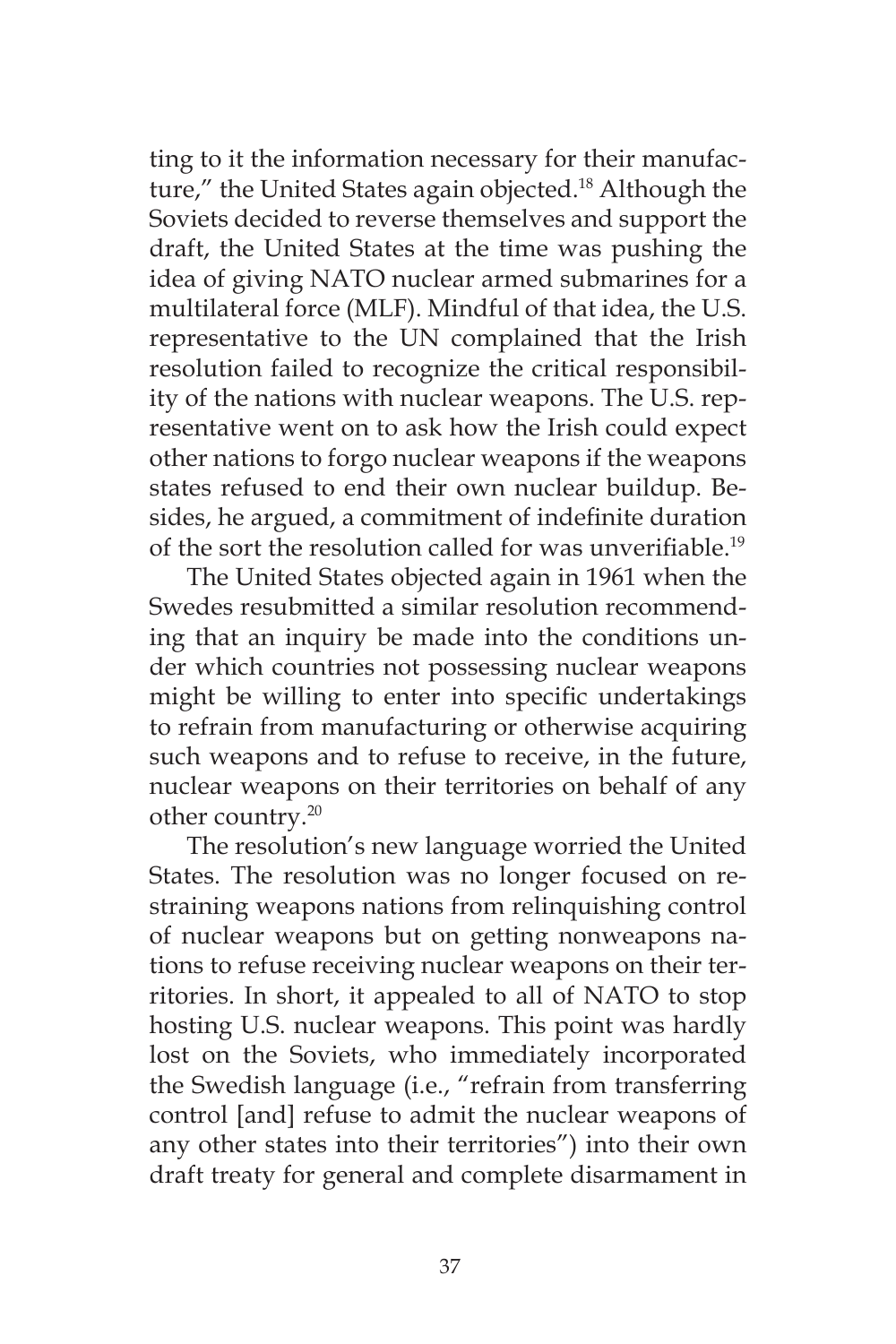ting to it the information necessary for their manufacture," the United States again objected.[18] Although the Soviets decided to reverse themselves and support the draft, the United States at the time was pushing the idea of giving NATO nuclear armed submarines for a multilateral force (MLF). Mindful of that idea, the U.S. representative to the UN complained that the Irish resolution failed to recognize the critical responsibility of the nations with nuclear weapons. The U.S. representative went on to ask how the Irish could expect other nations to forgo nuclear weapons if the weapons states refused to end their own nuclear buildup. Besides, he argued, a commitment of indefinite duration of the sort the resolution called for was unverifiable.[19]

The United States objected again in 1961 when the Swedes resubmitted a similar resolution recommending that an inquiry be made into the conditions under which countries not possessing nuclear weapons might be willing to enter into specific undertakings to refrain from manufacturing or otherwise acquiring such weapons and to refuse to receive, in the future, nuclear weapons on their territories on behalf of any other country.[20]

The resolution's new language worried the United States. The resolution was no longer focused on restraining weapons nations from relinquishing control of nuclear weapons but on getting nonweapons nations to refuse receiving nuclear weapons on their territories. In short, it appealed to all of NATO to stop hosting U.S. nuclear weapons. This point was hardly lost on the Soviets, who immediately incorporated the Swedish language (i.e., "refrain from transferring control [and] refuse to admit the nuclear weapons of any other states into their territories") into their own draft treaty for general and complete disarmament in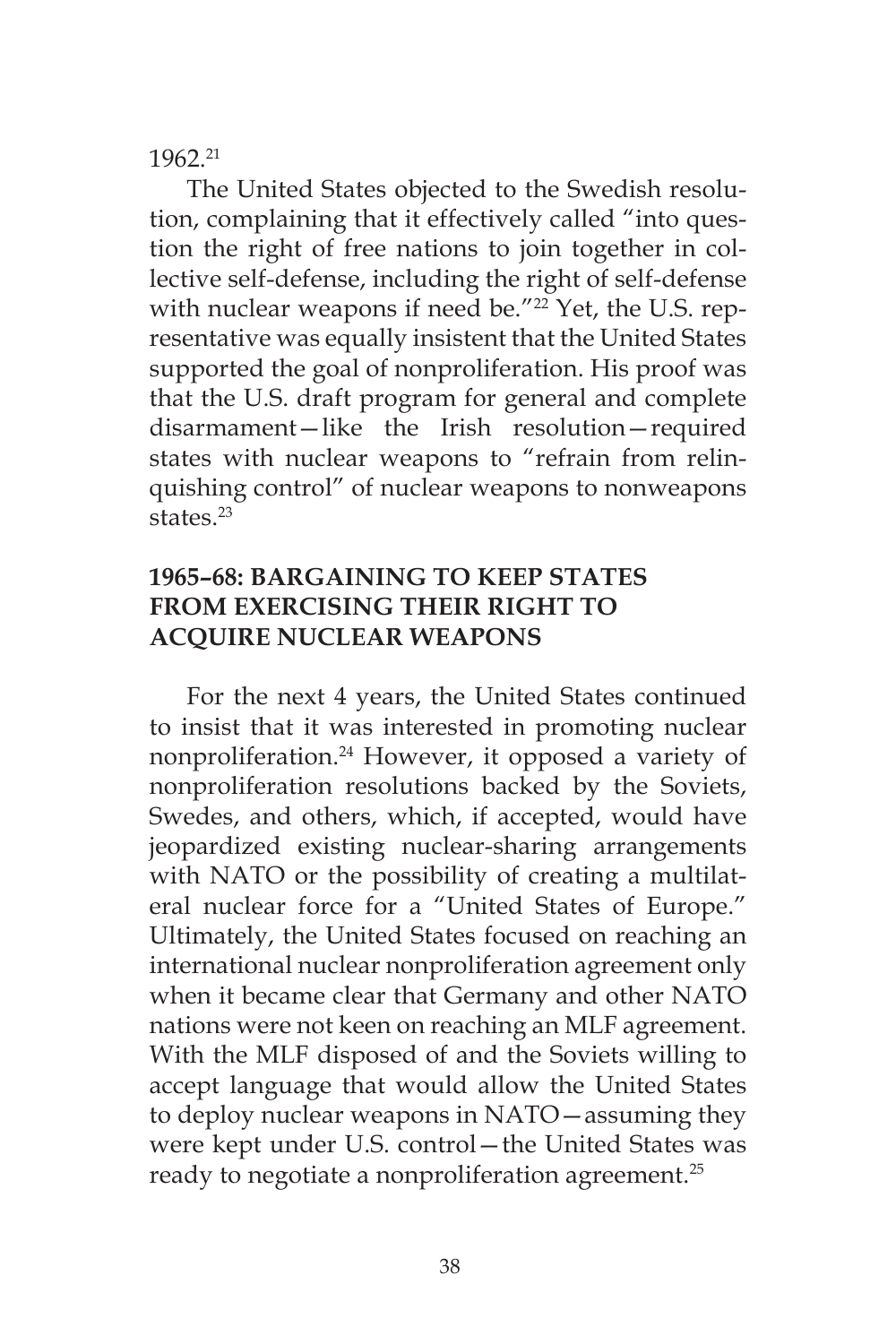1962.[21]

The United States objected to the Swedish resolution, complaining that it effectively called "into question the right of free nations to join together in collective self-defense, including the right of self-defense with nuclear weapons if need be."[22] Yet, the U.S. representative was equally insistent that the United States supported the goal of nonproliferation. His proof was that the U.S. draft program for general and complete disarmament—like the Irish resolution—required states with nuclear weapons to "refrain from relinquishing control" of nuclear weapons to nonweapons states.[23]

## 1965–68: BARGAINING TO KEEP STATES FROM EXERCISING THEIR RIGHT TO ACQUIRE NUCLEAR WEAPONS

For the next 4 years, the United States continued to insist that it was interested in promoting nuclear nonproliferation.[24] However, it opposed a variety of nonproliferation resolutions backed by the Soviets, Swedes, and others, which, if accepted, would have jeopardized existing nuclear-sharing arrangements with NATO or the possibility of creating a multilateral nuclear force for a "United States of Europe." Ultimately, the United States focused on reaching an international nuclear nonproliferation agreement only when it became clear that Germany and other NATO nations were not keen on reaching an MLF agreement. With the MLF disposed of and the Soviets willing to accept language that would allow the United States to deploy nuclear weapons in NATO—assuming they were kept under U.S. control—the United States was ready to negotiate a nonproliferation agreement.[25]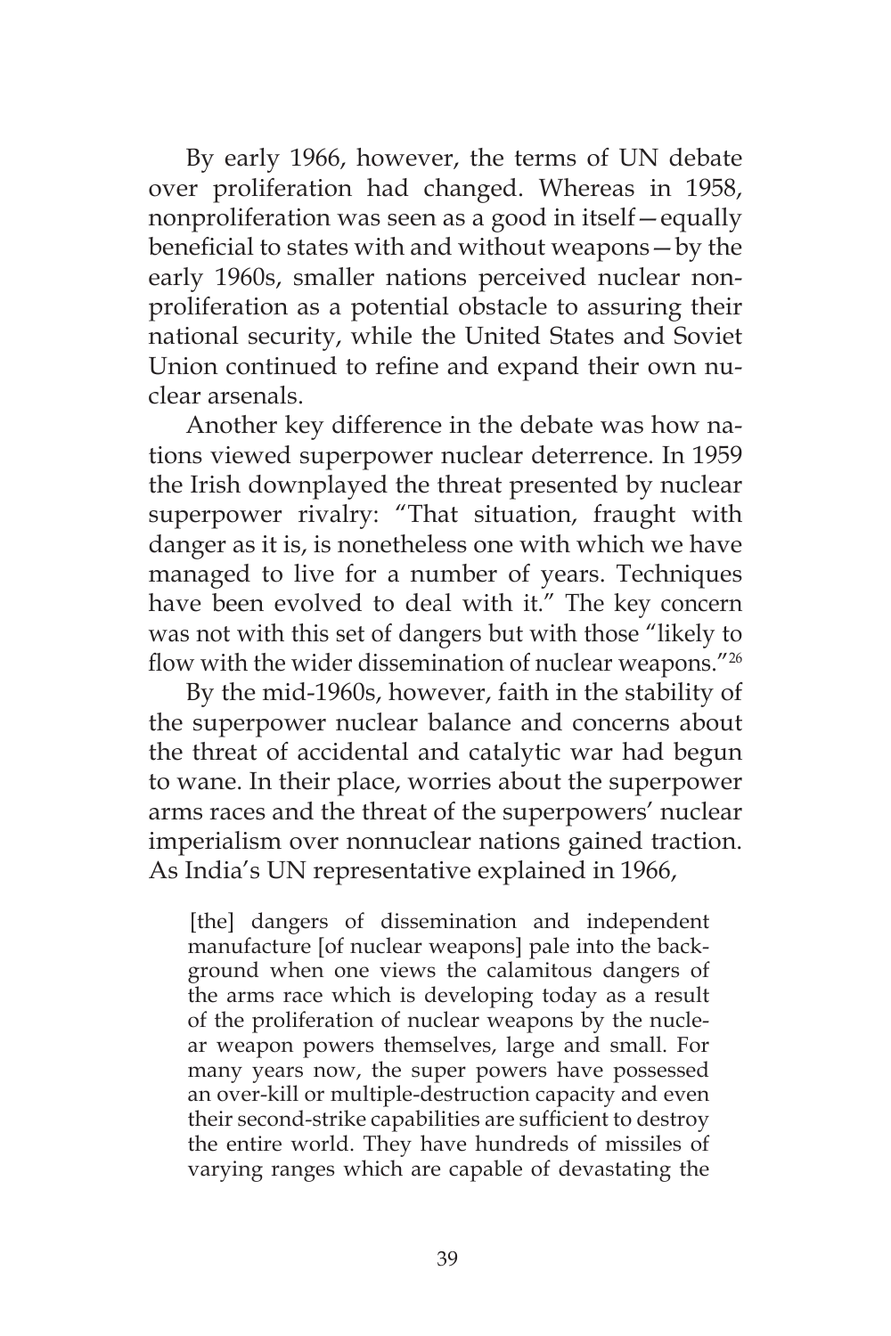By early 1966, however, the terms of UN debate over proliferation had changed. Whereas in 1958, nonproliferation was seen as a good in itself—equally beneficial to states with and without weapons—by the early 1960s, smaller nations perceived nuclear nonproliferation as a potential obstacle to assuring their national security, while the United States and Soviet Union continued to refine and expand their own nuclear arsenals.

Another key difference in the debate was how nations viewed superpower nuclear deterrence. In 1959 the Irish downplayed the threat presented by nuclear superpower rivalry: "That situation, fraught with danger as it is, is nonetheless one with which we have managed to live for a number of years. Techniques have been evolved to deal with it." The key concern was not with this set of dangers but with those "likely to flow with the wider dissemination of nuclear weapons."[26]

By the mid-1960s, however, faith in the stability of the superpower nuclear balance and concerns about the threat of accidental and catalytic war had begun to wane. In their place, worries about the superpower arms races and the threat of the superpowers' nuclear imperialism over nonnuclear nations gained traction. As India's UN representative explained in 1966,

> [the] dangers of dissemination and independent manufacture [of nuclear weapons] pale into the background when one views the calamitous dangers of the arms race which is developing today as a result of the proliferation of nuclear weapons by the nuclear weapon powers themselves, large and small. For many years now, the super powers have possessed an over-kill or multiple-destruction capacity and even their second-strike capabilities are sufficient to destroy the entire world. They have hundreds of missiles of varying ranges which are capable of devastating the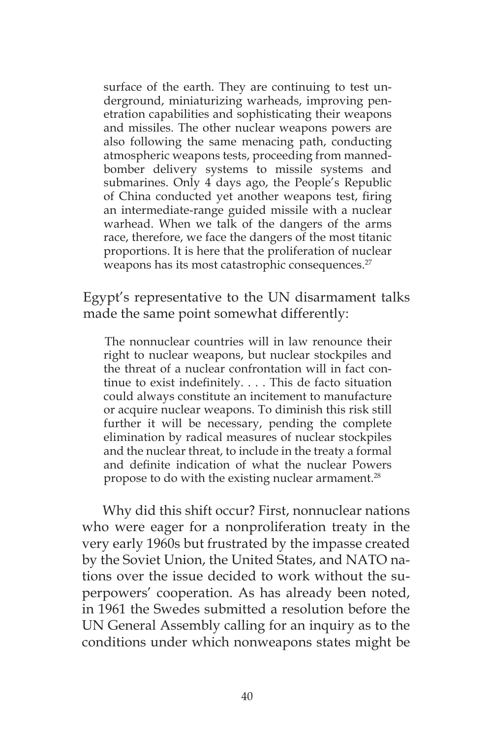> surface of the earth. They are continuing to test underground, miniaturizing warheads, improving penetration capabilities and sophisticating their weapons and missiles. The other nuclear weapons powers are also following the same menacing path, conducting atmospheric weapons tests, proceeding from manned-bomber delivery systems to missile systems and submarines. Only 4 days ago, the People's Republic of China conducted yet another weapons test, firing an intermediate-range guided missile with a nuclear warhead. When we talk of the dangers of the arms race, therefore, we face the dangers of the most titanic proportions. It is here that the proliferation of nuclear weapons has its most catastrophic consequences.[27]

Egypt's representative to the UN disarmament talks made the same point somewhat differently:

> The nonnuclear countries will in law renounce their right to nuclear weapons, but nuclear stockpiles and the threat of a nuclear confrontation will in fact continue to exist indefinitely. . . . This de facto situation could always constitute an incitement to manufacture or acquire nuclear weapons. To diminish this risk still further it will be necessary, pending the complete elimination by radical measures of nuclear stockpiles and the nuclear threat, to include in the treaty a formal and definite indication of what the nuclear Powers propose to do with the existing nuclear armament.[28]

Why did this shift occur? First, nonnuclear nations who were eager for a nonproliferation treaty in the very early 1960s but frustrated by the impasse created by the Soviet Union, the United States, and NATO nations over the issue decided to work without the superpowers' cooperation. As has already been noted, in 1961 the Swedes submitted a resolution before the UN General Assembly calling for an inquiry as to the conditions under which nonweapons states might be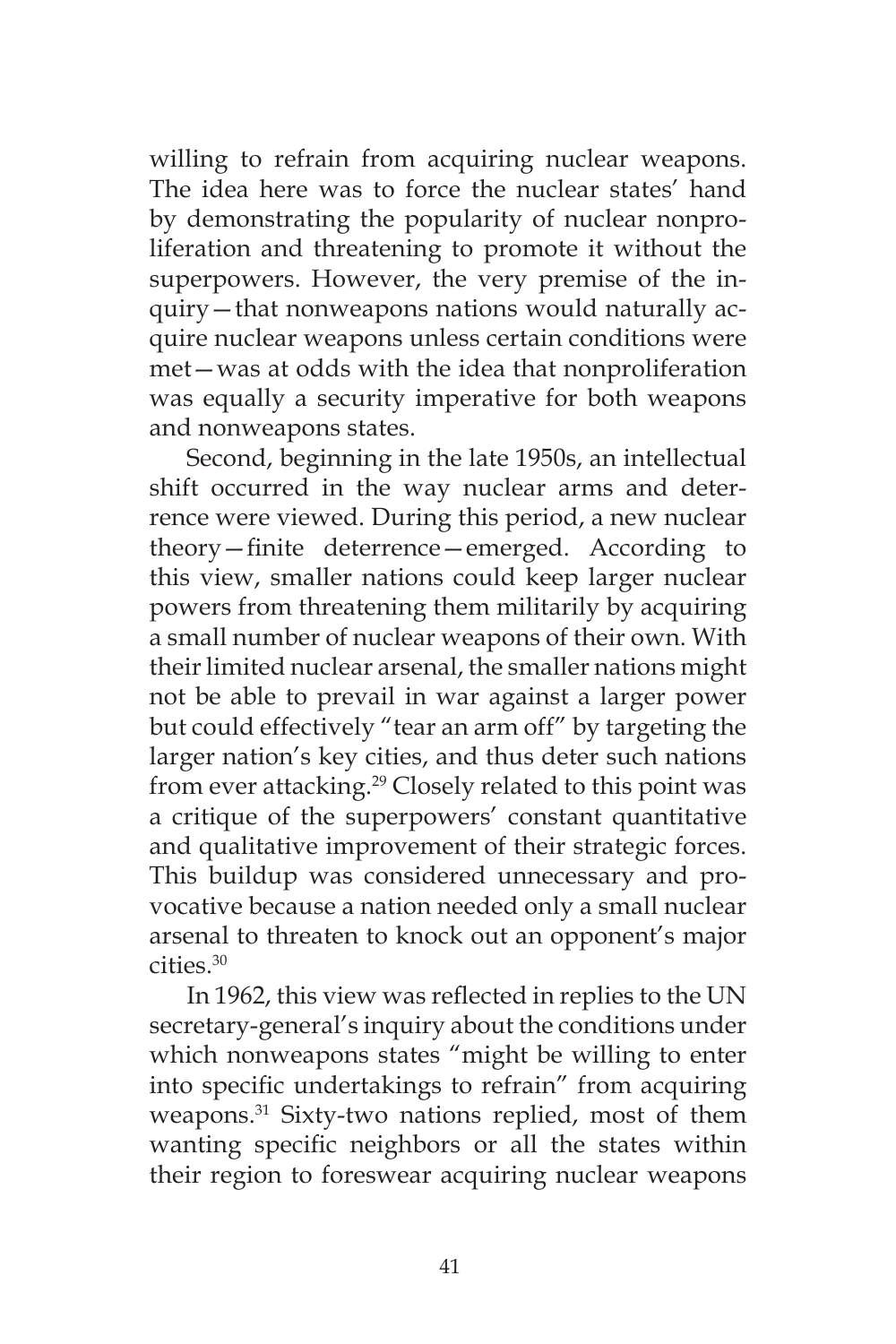willing to refrain from acquiring nuclear weapons. The idea here was to force the nuclear states' hand by demonstrating the popularity of nuclear nonproliferation and threatening to promote it without the superpowers. However, the very premise of the inquiry—that nonweapons nations would naturally acquire nuclear weapons unless certain conditions were met—was at odds with the idea that nonproliferation was equally a security imperative for both weapons and nonweapons states.

Second, beginning in the late 1950s, an intellectual shift occurred in the way nuclear arms and deterrence were viewed. During this period, a new nuclear theory—finite deterrence—emerged. According to this view, smaller nations could keep larger nuclear powers from threatening them militarily by acquiring a small number of nuclear weapons of their own. With their limited nuclear arsenal, the smaller nations might not be able to prevail in war against a larger power but could effectively "tear an arm off" by targeting the larger nation's key cities, and thus deter such nations from ever attacking.[29] Closely related to this point was a critique of the superpowers' constant quantitative and qualitative improvement of their strategic forces. This buildup was considered unnecessary and provocative because a nation needed only a small nuclear arsenal to threaten to knock out an opponent's major cities.[30]

In 1962, this view was reflected in replies to the UN secretary-general's inquiry about the conditions under which nonweapons states "might be willing to enter into specific undertakings to refrain" from acquiring weapons.[31] Sixty-two nations replied, most of them wanting specific neighbors or all the states within their region to foreswear acquiring nuclear weapons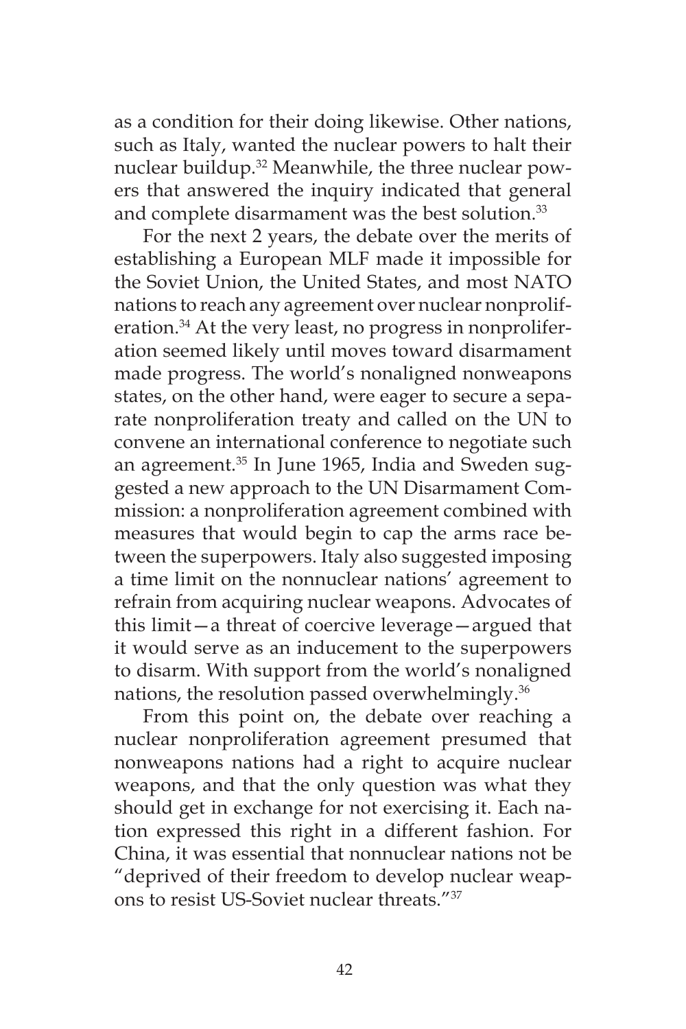as a condition for their doing likewise. Other nations, such as Italy, wanted the nuclear powers to halt their nuclear buildup.[32] Meanwhile, the three nuclear powers that answered the inquiry indicated that general and complete disarmament was the best solution.[33]

For the next 2 years, the debate over the merits of establishing a European MLF made it impossible for the Soviet Union, the United States, and most NATO nations to reach any agreement over nuclear nonproliferation.[34] At the very least, no progress in nonproliferation seemed likely until moves toward disarmament made progress. The world's nonaligned nonweapons states, on the other hand, were eager to secure a separate nonproliferation treaty and called on the UN to convene an international conference to negotiate such an agreement.[35] In June 1965, India and Sweden suggested a new approach to the UN Disarmament Commission: a nonproliferation agreement combined with measures that would begin to cap the arms race between the superpowers. Italy also suggested imposing a time limit on the nonnuclear nations' agreement to refrain from acquiring nuclear weapons. Advocates of this limit—a threat of coercive leverage—argued that it would serve as an inducement to the superpowers to disarm. With support from the world's nonaligned nations, the resolution passed overwhelmingly.[36]

From this point on, the debate over reaching a nuclear nonproliferation agreement presumed that nonweapons nations had a right to acquire nuclear weapons, and that the only question was what they should get in exchange for not exercising it. Each nation expressed this right in a different fashion. For China, it was essential that nonnuclear nations not be "deprived of their freedom to develop nuclear weapons to resist US-Soviet nuclear threats."[37]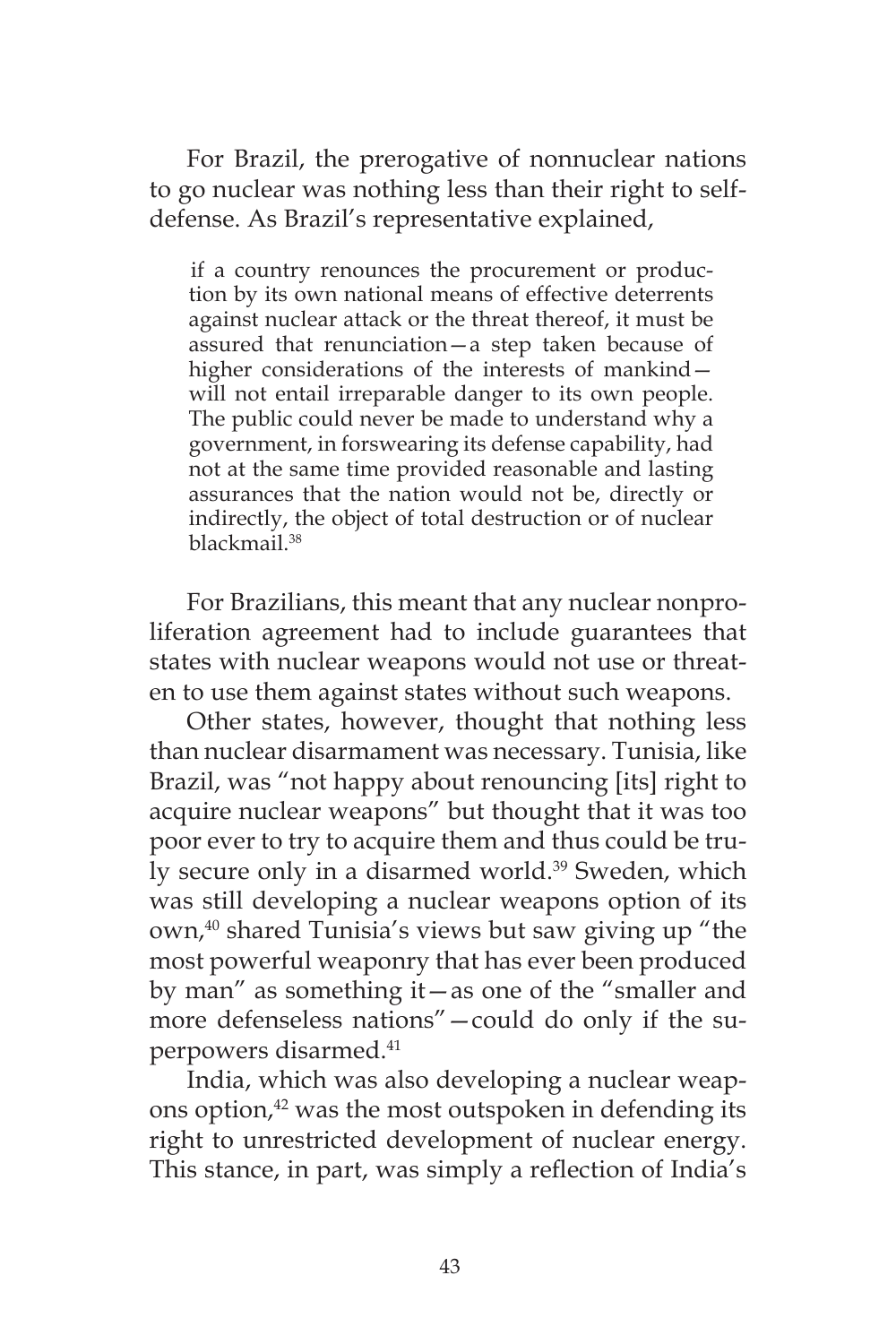For Brazil, the prerogative of nonnuclear nations to go nuclear was nothing less than their right to self-defense. As Brazil's representative explained,

> if a country renounces the procurement or production by its own national means of effective deterrents against nuclear attack or the threat thereof, it must be assured that renunciation—a step taken because of higher considerations of the interests of mankind—will not entail irreparable danger to its own people. The public could never be made to understand why a government, in forswearing its defense capability, had not at the same time provided reasonable and lasting assurances that the nation would not be, directly or indirectly, the object of total destruction or of nuclear blackmail.[38]

For Brazilians, this meant that any nuclear nonproliferation agreement had to include guarantees that states with nuclear weapons would not use or threaten to use them against states without such weapons.

Other states, however, thought that nothing less than nuclear disarmament was necessary. Tunisia, like Brazil, was "not happy about renouncing [its] right to acquire nuclear weapons" but thought that it was too poor ever to try to acquire them and thus could be truly secure only in a disarmed world.[39] Sweden, which was still developing a nuclear weapons option of its own,[40] shared Tunisia's views but saw giving up "the most powerful weaponry that has ever been produced by man" as something it—as one of the "smaller and more defenseless nations"—could do only if the superpowers disarmed.[41]

India, which was also developing a nuclear weapons option,[42] was the most outspoken in defending its right to unrestricted development of nuclear energy. This stance, in part, was simply a reflection of India's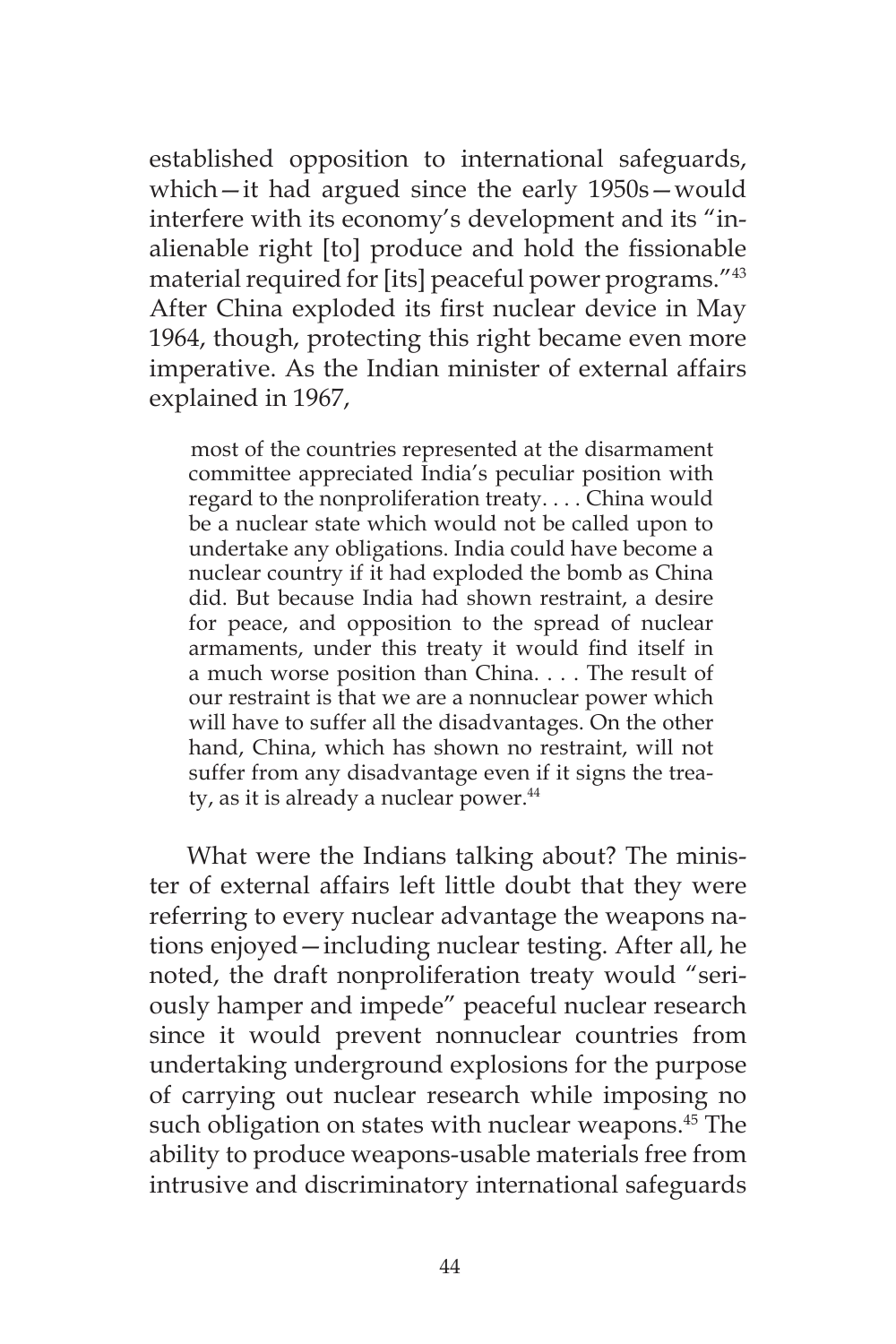established opposition to international safeguards, which—it had argued since the early 1950s—would interfere with its economy's development and its "inalienable right [to] produce and hold the fissionable material required for [its] peaceful power programs."[43] After China exploded its first nuclear device in May 1964, though, protecting this right became even more imperative. As the Indian minister of external affairs explained in 1967,

> most of the countries represented at the disarmament committee appreciated India's peculiar position with regard to the nonproliferation treaty. . . . China would be a nuclear state which would not be called upon to undertake any obligations. India could have become a nuclear country if it had exploded the bomb as China did. But because India had shown restraint, a desire for peace, and opposition to the spread of nuclear armaments, under this treaty it would find itself in a much worse position than China. . . . The result of our restraint is that we are a nonnuclear power which will have to suffer all the disadvantages. On the other hand, China, which has shown no restraint, will not suffer from any disadvantage even if it signs the treaty, as it is already a nuclear power.[44]

What were the Indians talking about? The minister of external affairs left little doubt that they were referring to every nuclear advantage the weapons nations enjoyed—including nuclear testing. After all, he noted, the draft nonproliferation treaty would "seriously hamper and impede" peaceful nuclear research since it would prevent nonnuclear countries from undertaking underground explosions for the purpose of carrying out nuclear research while imposing no such obligation on states with nuclear weapons.[45] The ability to produce weapons-usable materials free from intrusive and discriminatory international safeguards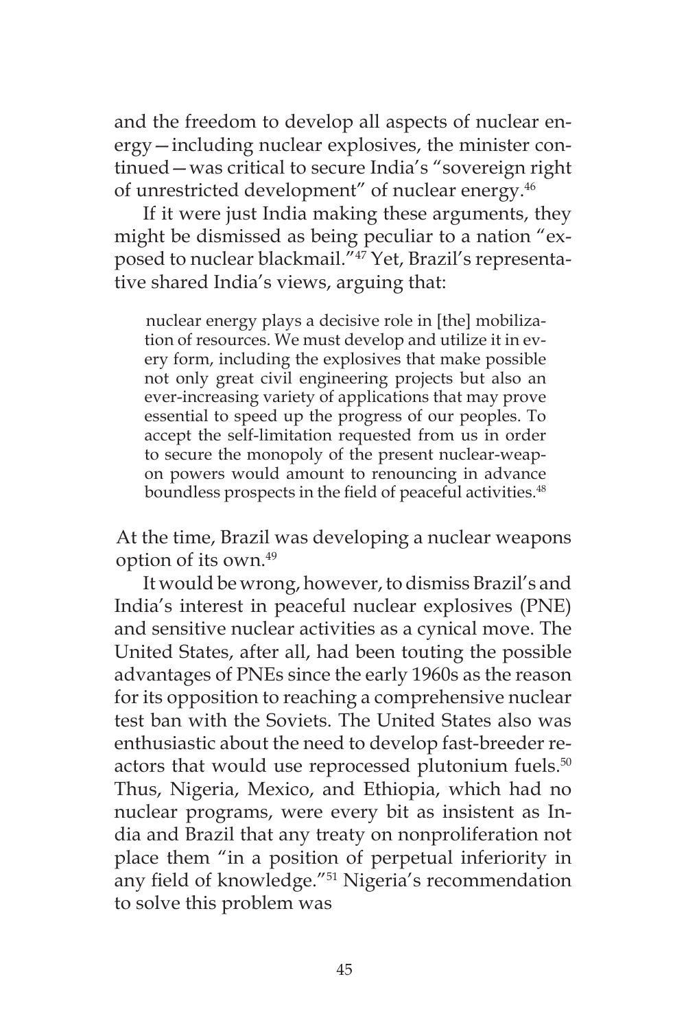and the freedom to develop all aspects of nuclear energy—including nuclear explosives, the minister continued—was critical to secure India's "sovereign right of unrestricted development" of nuclear energy.[46]

If it were just India making these arguments, they might be dismissed as being peculiar to a nation "exposed to nuclear blackmail."[47] Yet, Brazil's representative shared India's views, arguing that:

> nuclear energy plays a decisive role in [the] mobilization of resources. We must develop and utilize it in every form, including the explosives that make possible not only great civil engineering projects but also an ever-increasing variety of applications that may prove essential to speed up the progress of our peoples. To accept the self-limitation requested from us in order to secure the monopoly of the present nuclear-weapon powers would amount to renouncing in advance boundless prospects in the field of peaceful activities.[48]

At the time, Brazil was developing a nuclear weapons option of its own.[49]

It would be wrong, however, to dismiss Brazil's and India's interest in peaceful nuclear explosives (PNE) and sensitive nuclear activities as a cynical move. The United States, after all, had been touting the possible advantages of PNEs since the early 1960s as the reason for its opposition to reaching a comprehensive nuclear test ban with the Soviets. The United States also was enthusiastic about the need to develop fast-breeder reactors that would use reprocessed plutonium fuels.[50] Thus, Nigeria, Mexico, and Ethiopia, which had no nuclear programs, were every bit as insistent as India and Brazil that any treaty on nonproliferation not place them "in a position of perpetual inferiority in any field of knowledge."[51] Nigeria's recommendation to solve this problem was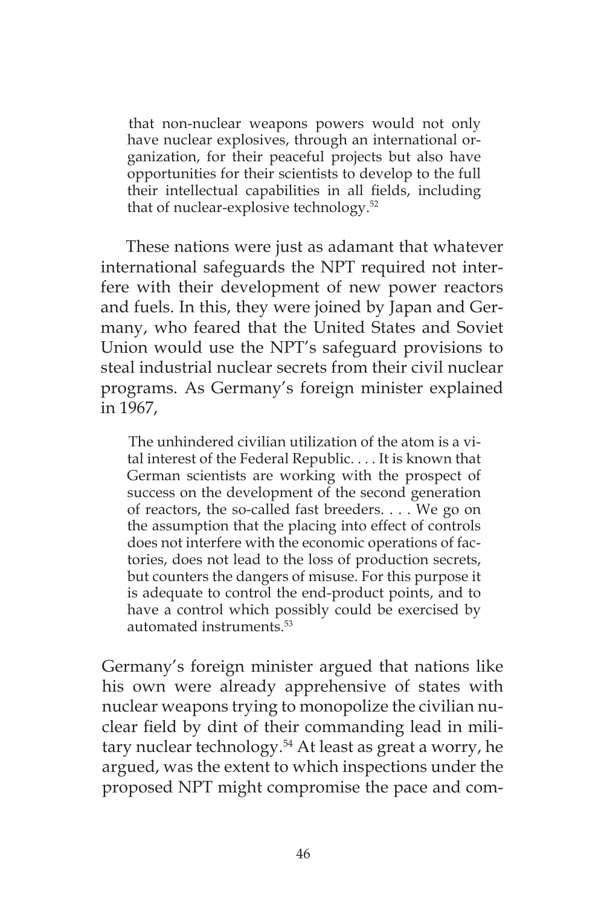> that non-nuclear weapons powers would not only have nuclear explosives, through an international organization, for their peaceful projects but also have opportunities for their scientists to develop to the full their intellectual capabilities in all fields, including that of nuclear-explosive technology.[52]

These nations were just as adamant that whatever international safeguards the NPT required not interfere with their development of new power reactors and fuels. In this, they were joined by Japan and Germany, who feared that the United States and Soviet Union would use the NPT's safeguard provisions to steal industrial nuclear secrets from their civil nuclear programs. As Germany's foreign minister explained in 1967,

> The unhindered civilian utilization of the atom is a vital interest of the Federal Republic. . . . It is known that German scientists are working with the prospect of success on the development of the second generation of reactors, the so-called fast breeders. . . . We go on the assumption that the placing into effect of controls does not interfere with the economic operations of factories, does not lead to the loss of production secrets, but counters the dangers of misuse. For this purpose it is adequate to control the end-product points, and to have a control which possibly could be exercised by automated instruments.[53]

Germany's foreign minister argued that nations like his own were already apprehensive of states with nuclear weapons trying to monopolize the civilian nuclear field by dint of their commanding lead in military nuclear technology.[54] At least as great a worry, he argued, was the extent to which inspections under the proposed NPT might compromise the pace and com-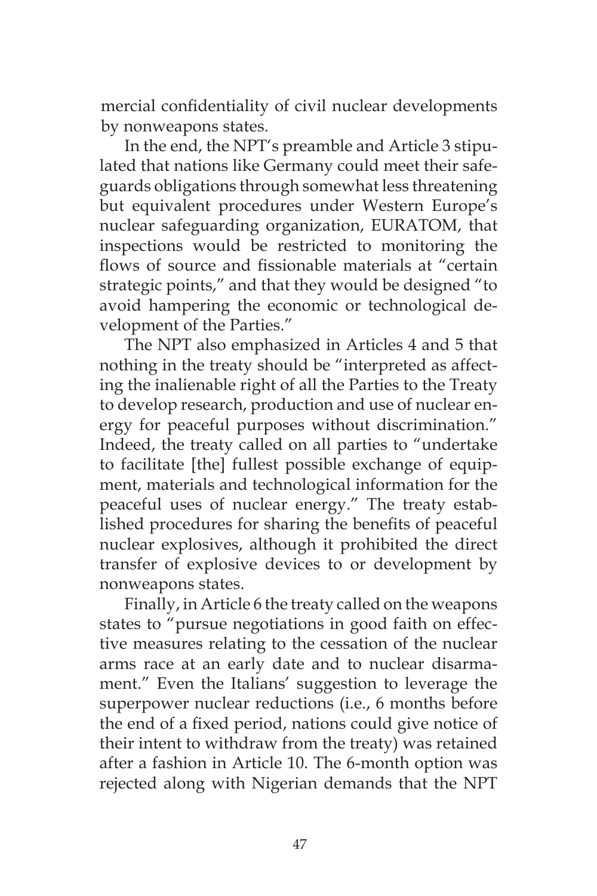mercial confidentiality of civil nuclear developments by nonweapons states.

In the end, the NPT's preamble and Article 3 stipulated that nations like Germany could meet their safeguards obligations through somewhat less threatening but equivalent procedures under Western Europe's nuclear safeguarding organization, EURATOM, that inspections would be restricted to monitoring the flows of source and fissionable materials at "certain strategic points," and that they would be designed "to avoid hampering the economic or technological development of the Parties."

The NPT also emphasized in Articles 4 and 5 that nothing in the treaty should be "interpreted as affecting the inalienable right of all the Parties to the Treaty to develop research, production and use of nuclear energy for peaceful purposes without discrimination." Indeed, the treaty called on all parties to "undertake to facilitate [the] fullest possible exchange of equipment, materials and technological information for the peaceful uses of nuclear energy." The treaty established procedures for sharing the benefits of peaceful nuclear explosives, although it prohibited the direct transfer of explosive devices to or development by nonweapons states.

Finally, in Article 6 the treaty called on the weapons states to "pursue negotiations in good faith on effective measures relating to the cessation of the nuclear arms race at an early date and to nuclear disarmament." Even the Italians' suggestion to leverage the superpower nuclear reductions (i.e., 6 months before the end of a fixed period, nations could give notice of their intent to withdraw from the treaty) was retained after a fashion in Article 10. The 6-month option was rejected along with Nigerian demands that the NPT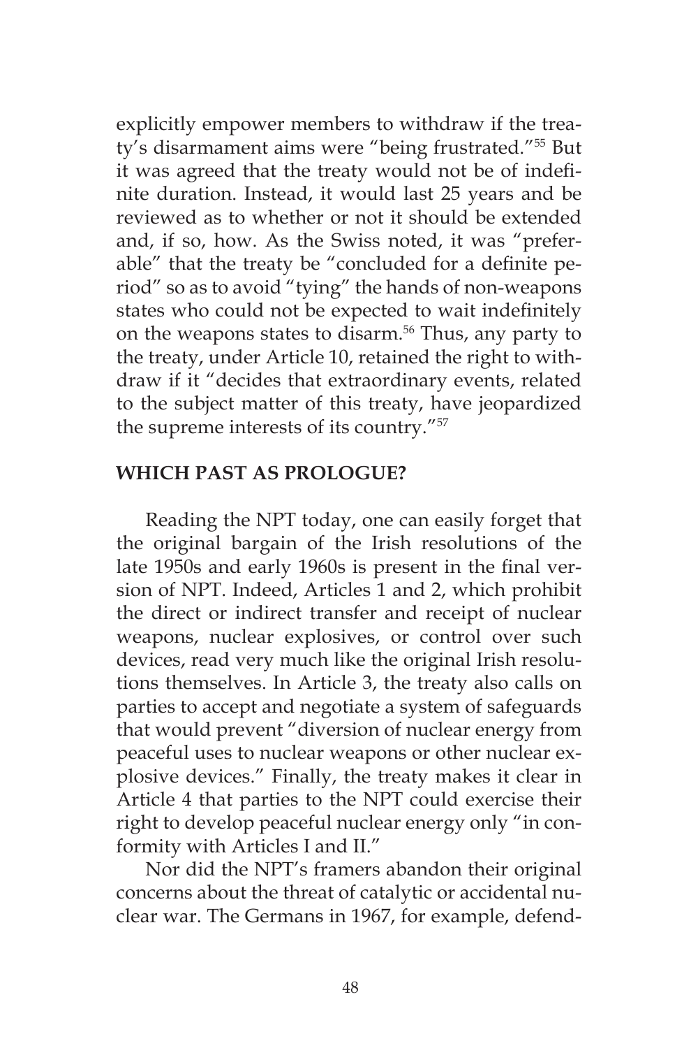explicitly empower members to withdraw if the treaty's disarmament aims were "being frustrated."[55] But it was agreed that the treaty would not be of indefinite duration. Instead, it would last 25 years and be reviewed as to whether or not it should be extended and, if so, how. As the Swiss noted, it was "preferable" that the treaty be "concluded for a definite period" so as to avoid "tying" the hands of non-weapons states who could not be expected to wait indefinitely on the weapons states to disarm.[56] Thus, any party to the treaty, under Article 10, retained the right to withdraw if it "decides that extraordinary events, related to the subject matter of this treaty, have jeopardized the supreme interests of its country."[57]

## WHICH PAST AS PROLOGUE?

Reading the NPT today, one can easily forget that the original bargain of the Irish resolutions of the late 1950s and early 1960s is present in the final version of NPT. Indeed, Articles 1 and 2, which prohibit the direct or indirect transfer and receipt of nuclear weapons, nuclear explosives, or control over such devices, read very much like the original Irish resolutions themselves. In Article 3, the treaty also calls on parties to accept and negotiate a system of safeguards that would prevent "diversion of nuclear energy from peaceful uses to nuclear weapons or other nuclear explosive devices." Finally, the treaty makes it clear in Article 4 that parties to the NPT could exercise their right to develop peaceful nuclear energy only "in conformity with Articles I and II."

Nor did the NPT's framers abandon their original concerns about the threat of catalytic or accidental nuclear war. The Germans in 1967, for example, defend-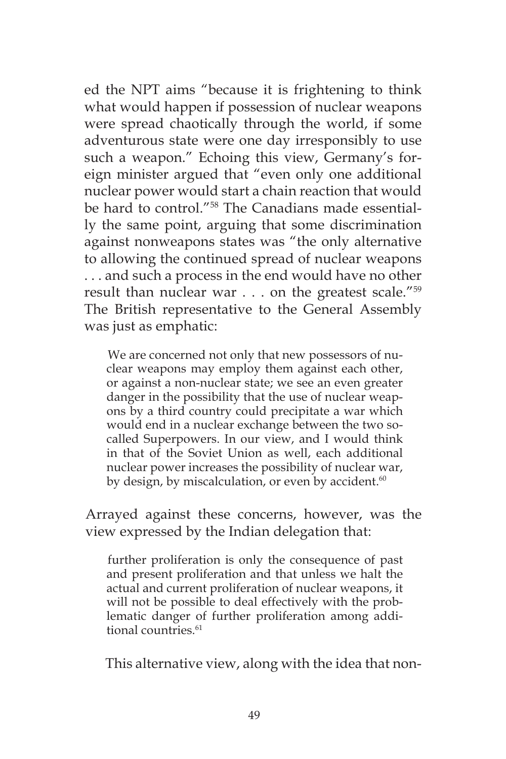ed the NPT aims "because it is frightening to think what would happen if possession of nuclear weapons were spread chaotically through the world, if some adventurous state were one day irresponsibly to use such a weapon." Echoing this view, Germany's foreign minister argued that "even only one additional nuclear power would start a chain reaction that would be hard to control."[58] The Canadians made essentially the same point, arguing that some discrimination against nonweapons states was "the only alternative to allowing the continued spread of nuclear weapons . . . and such a process in the end would have no other result than nuclear war . . . on the greatest scale."[59] The British representative to the General Assembly was just as emphatic:

> We are concerned not only that new possessors of nuclear weapons may employ them against each other, or against a non-nuclear state; we see an even greater danger in the possibility that the use of nuclear weapons by a third country could precipitate a war which would end in a nuclear exchange between the two so-called Superpowers. In our view, and I would think in that of the Soviet Union as well, each additional nuclear power increases the possibility of nuclear war, by design, by miscalculation, or even by accident.[60]

Arrayed against these concerns, however, was the view expressed by the Indian delegation that:

> further proliferation is only the consequence of past and present proliferation and that unless we halt the actual and current proliferation of nuclear weapons, it will not be possible to deal effectively with the problematic danger of further proliferation among additional countries.[61]

This alternative view, along with the idea that non-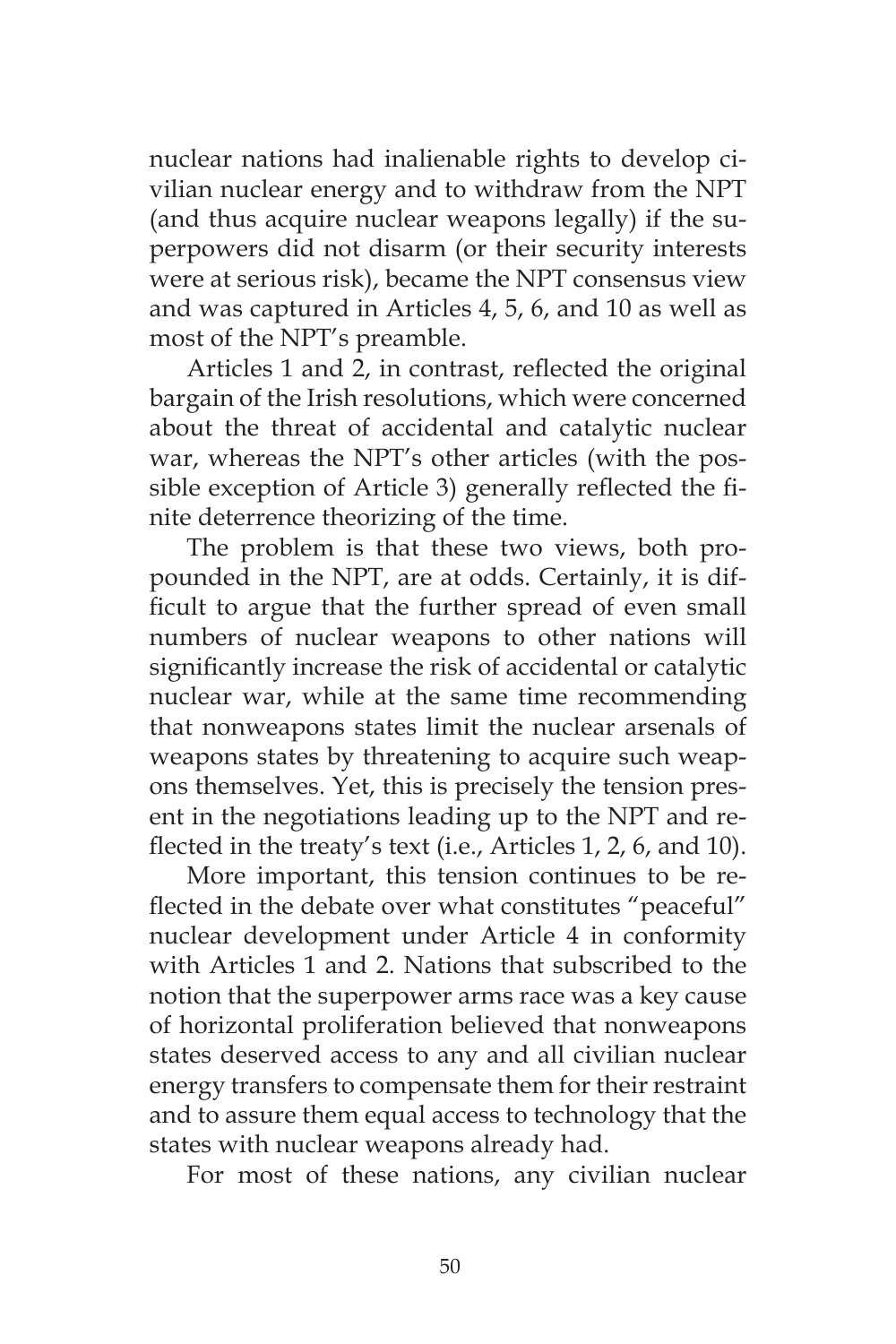nuclear nations had inalienable rights to develop civilian nuclear energy and to withdraw from the NPT (and thus acquire nuclear weapons legally) if the superpowers did not disarm (or their security interests were at serious risk), became the NPT consensus view and was captured in Articles 4, 5, 6, and 10 as well as most of the NPT's preamble.

Articles 1 and 2, in contrast, reflected the original bargain of the Irish resolutions, which were concerned about the threat of accidental and catalytic nuclear war, whereas the NPT's other articles (with the possible exception of Article 3) generally reflected the finite deterrence theorizing of the time.

The problem is that these two views, both propounded in the NPT, are at odds. Certainly, it is difficult to argue that the further spread of even small numbers of nuclear weapons to other nations will significantly increase the risk of accidental or catalytic nuclear war, while at the same time recommending that nonweapons states limit the nuclear arsenals of weapons states by threatening to acquire such weapons themselves. Yet, this is precisely the tension present in the negotiations leading up to the NPT and reflected in the treaty's text (i.e., Articles 1, 2, 6, and 10).

More important, this tension continues to be reflected in the debate over what constitutes "peaceful" nuclear development under Article 4 in conformity with Articles 1 and 2. Nations that subscribed to the notion that the superpower arms race was a key cause of horizontal proliferation believed that nonweapons states deserved access to any and all civilian nuclear energy transfers to compensate them for their restraint and to assure them equal access to technology that the states with nuclear weapons already had.

For most of these nations, any civilian nuclear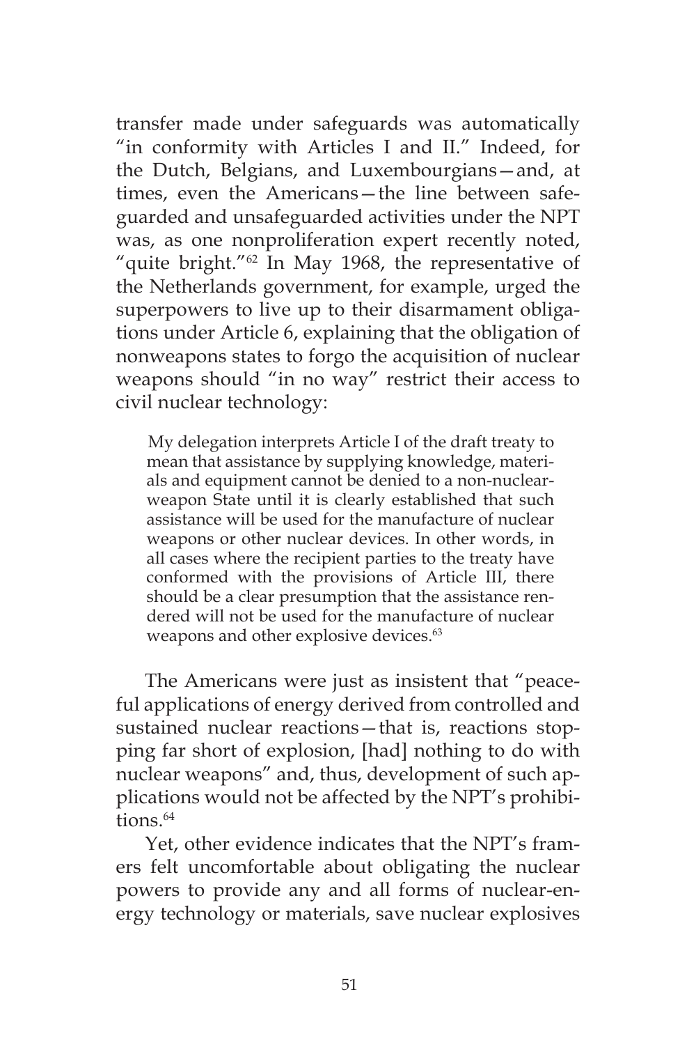transfer made under safeguards was automatically "in conformity with Articles I and II." Indeed, for the Dutch, Belgians, and Luxembourgians—and, at times, even the Americans—the line between safeguarded and unsafeguarded activities under the NPT was, as one nonproliferation expert recently noted, "quite bright."[62] In May 1968, the representative of the Netherlands government, for example, urged the superpowers to live up to their disarmament obligations under Article 6, explaining that the obligation of nonweapons states to forgo the acquisition of nuclear weapons should "in no way" restrict their access to civil nuclear technology:

> My delegation interprets Article I of the draft treaty to mean that assistance by supplying knowledge, materials and equipment cannot be denied to a non-nuclear-weapon State until it is clearly established that such assistance will be used for the manufacture of nuclear weapons or other nuclear devices. In other words, in all cases where the recipient parties to the treaty have conformed with the provisions of Article III, there should be a clear presumption that the assistance rendered will not be used for the manufacture of nuclear weapons and other explosive devices.[63]

The Americans were just as insistent that "peaceful applications of energy derived from controlled and sustained nuclear reactions—that is, reactions stopping far short of explosion, [had] nothing to do with nuclear weapons" and, thus, development of such applications would not be affected by the NPT's prohibitions.[64]

Yet, other evidence indicates that the NPT's framers felt uncomfortable about obligating the nuclear powers to provide any and all forms of nuclear-energy technology or materials, save nuclear explosives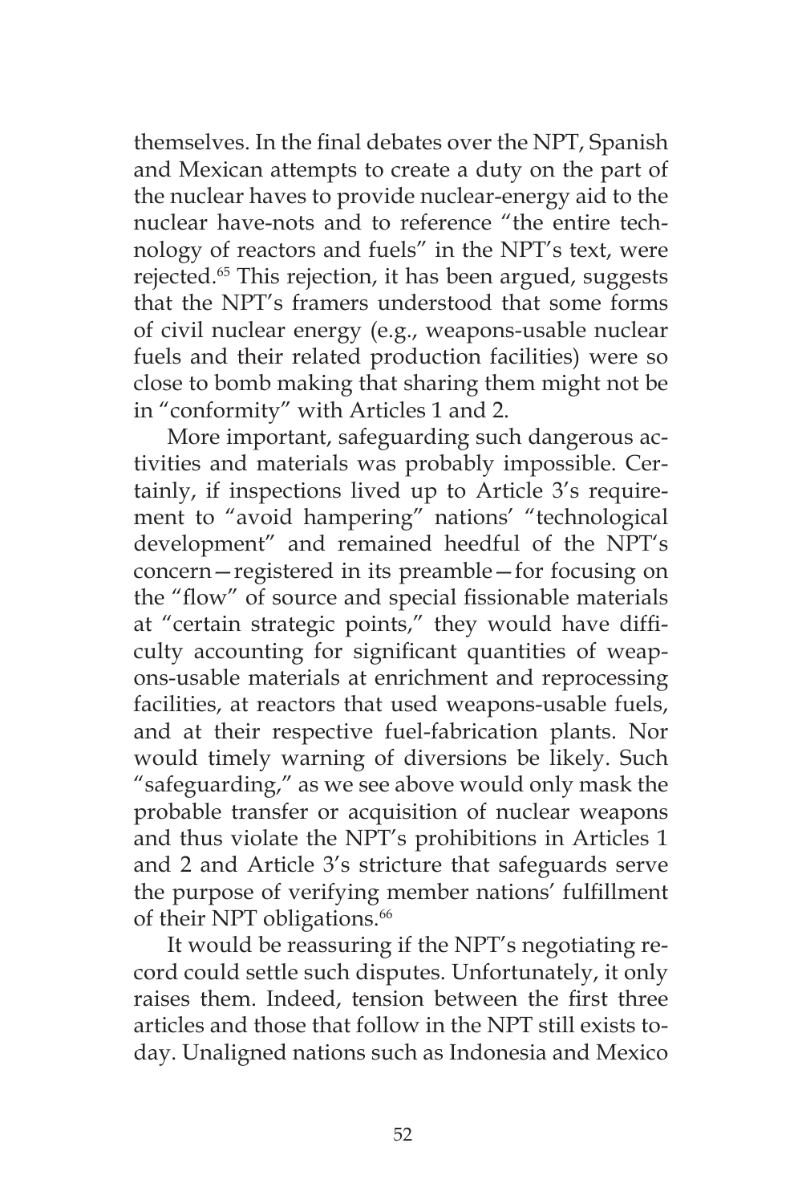themselves. In the final debates over the NPT, Spanish and Mexican attempts to create a duty on the part of the nuclear haves to provide nuclear-energy aid to the nuclear have-nots and to reference "the entire technology of reactors and fuels" in the NPT's text, were rejected.[65] This rejection, it has been argued, suggests that the NPT's framers understood that some forms of civil nuclear energy (e.g., weapons-usable nuclear fuels and their related production facilities) were so close to bomb making that sharing them might not be in "conformity" with Articles 1 and 2.

More important, safeguarding such dangerous activities and materials was probably impossible. Certainly, if inspections lived up to Article 3's requirement to "avoid hampering" nations' "technological development" and remained heedful of the NPT's concern—registered in its preamble—for focusing on the "flow" of source and special fissionable materials at "certain strategic points," they would have difficulty accounting for significant quantities of weapons-usable materials at enrichment and reprocessing facilities, at reactors that used weapons-usable fuels, and at their respective fuel-fabrication plants. Nor would timely warning of diversions be likely. Such "safeguarding," as we see above would only mask the probable transfer or acquisition of nuclear weapons and thus violate the NPT's prohibitions in Articles 1 and 2 and Article 3's stricture that safeguards serve the purpose of verifying member nations' fulfillment of their NPT obligations.[66]

It would be reassuring if the NPT's negotiating record could settle such disputes. Unfortunately, it only raises them. Indeed, tension between the first three articles and those that follow in the NPT still exists today. Unaligned nations such as Indonesia and Mexico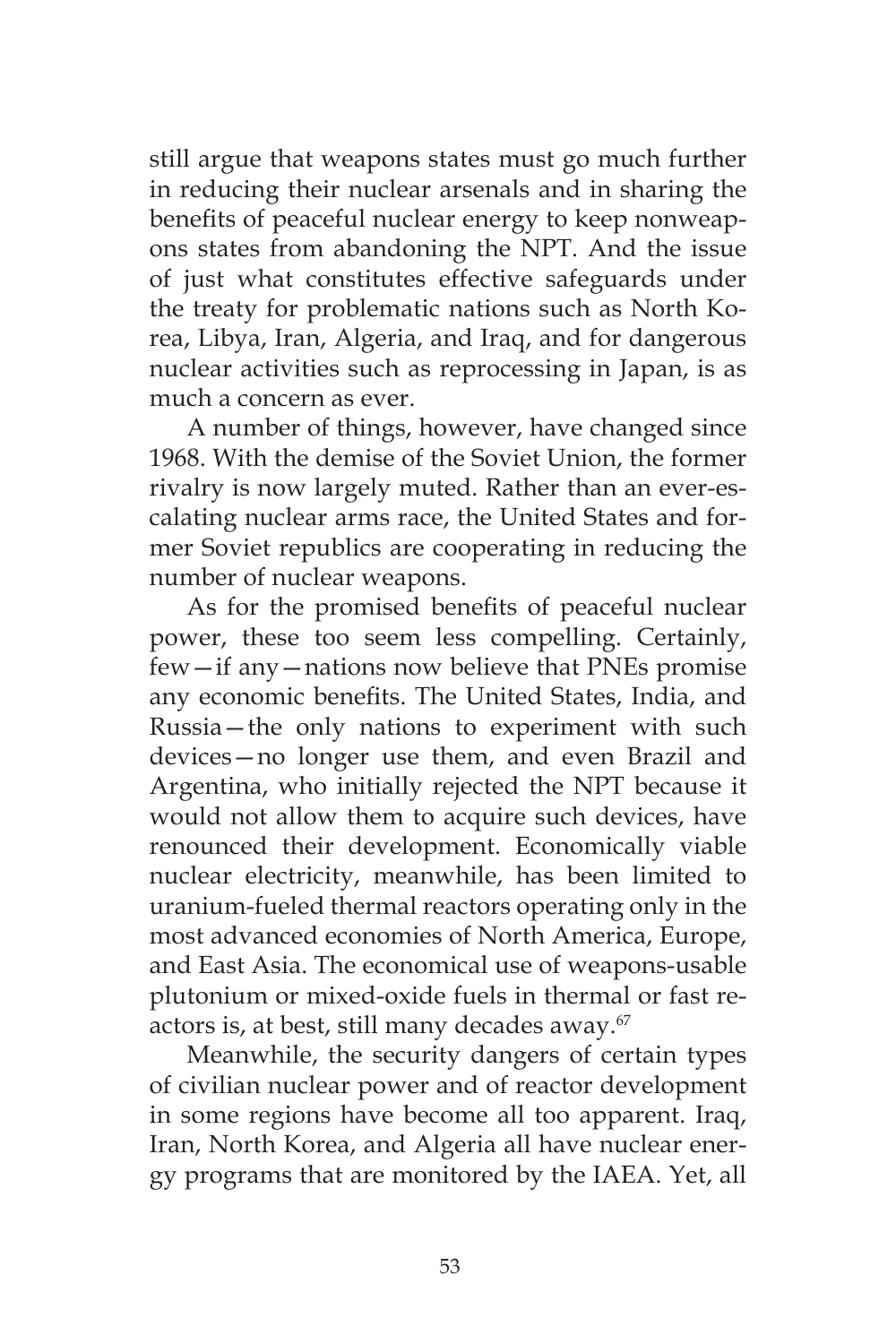still argue that weapons states must go much further in reducing their nuclear arsenals and in sharing the benefits of peaceful nuclear energy to keep nonweapons states from abandoning the NPT. And the issue of just what constitutes effective safeguards under the treaty for problematic nations such as North Korea, Libya, Iran, Algeria, and Iraq, and for dangerous nuclear activities such as reprocessing in Japan, is as much a concern as ever.

A number of things, however, have changed since 1968. With the demise of the Soviet Union, the former rivalry is now largely muted. Rather than an ever-escalating nuclear arms race, the United States and former Soviet republics are cooperating in reducing the number of nuclear weapons.

As for the promised benefits of peaceful nuclear power, these too seem less compelling. Certainly, few—if any—nations now believe that PNEs promise any economic benefits. The United States, India, and Russia—the only nations to experiment with such devices—no longer use them, and even Brazil and Argentina, who initially rejected the NPT because it would not allow them to acquire such devices, have renounced their development. Economically viable nuclear electricity, meanwhile, has been limited to uranium-fueled thermal reactors operating only in the most advanced economies of North America, Europe, and East Asia. The economical use of weapons-usable plutonium or mixed-oxide fuels in thermal or fast reactors is, at best, still many decades away.[67]

Meanwhile, the security dangers of certain types of civilian nuclear power and of reactor development in some regions have become all too apparent. Iraq, Iran, North Korea, and Algeria all have nuclear energy programs that are monitored by the IAEA. Yet, all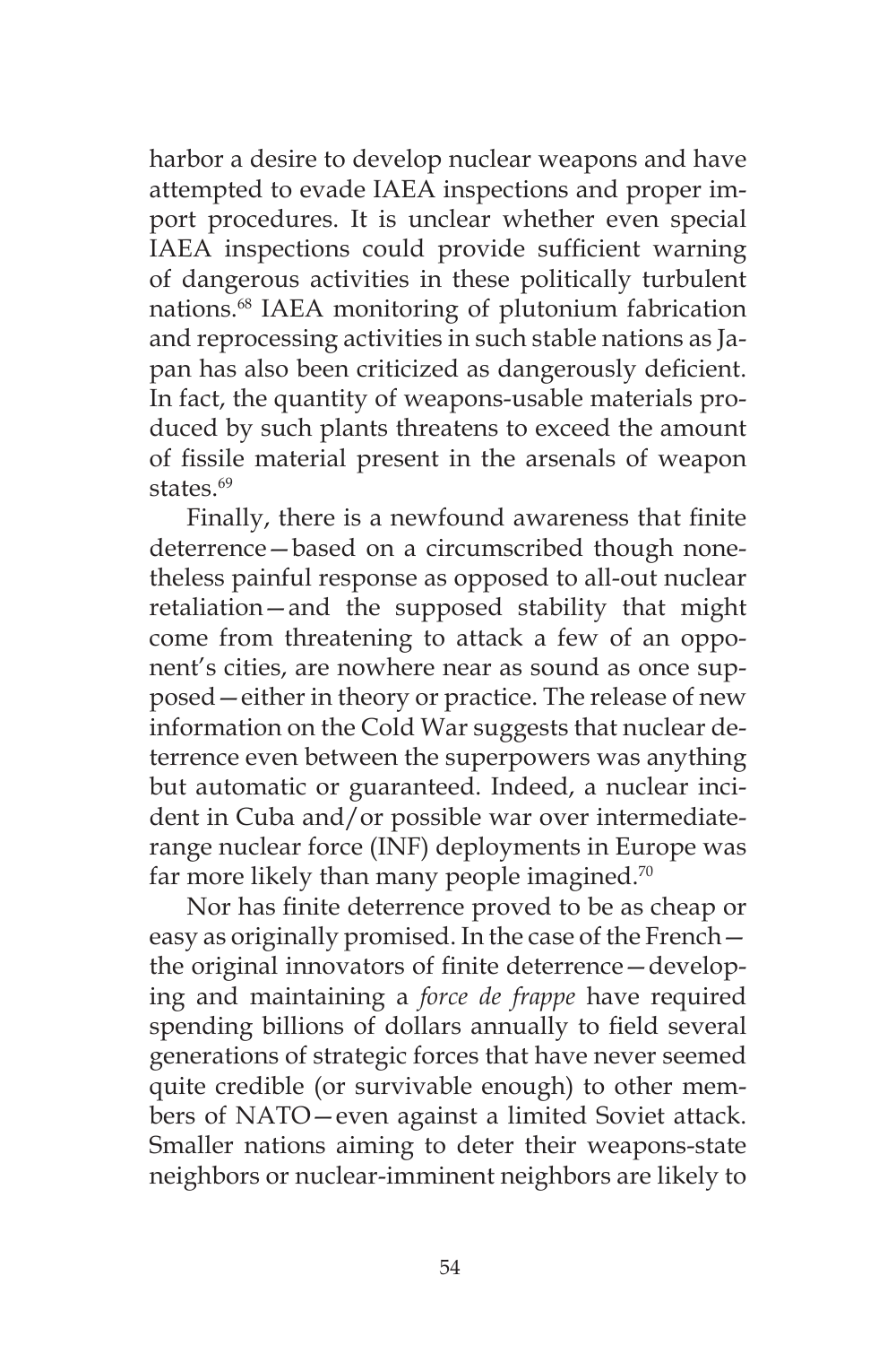harbor a desire to develop nuclear weapons and have attempted to evade IAEA inspections and proper import procedures. It is unclear whether even special IAEA inspections could provide sufficient warning of dangerous activities in these politically turbulent nations.[68] IAEA monitoring of plutonium fabrication and reprocessing activities in such stable nations as Japan has also been criticized as dangerously deficient. In fact, the quantity of weapons-usable materials produced by such plants threatens to exceed the amount of fissile material present in the arsenals of weapon states.[69]

Finally, there is a newfound awareness that finite deterrence—based on a circumscribed though nonetheless painful response as opposed to all-out nuclear retaliation—and the supposed stability that might come from threatening to attack a few of an opponent's cities, are nowhere near as sound as once supposed—either in theory or practice. The release of new information on the Cold War suggests that nuclear deterrence even between the superpowers was anything but automatic or guaranteed. Indeed, a nuclear incident in Cuba and/or possible war over intermediate-range nuclear force (INF) deployments in Europe was far more likely than many people imagined.[70]

Nor has finite deterrence proved to be as cheap or easy as originally promised. In the case of the French—the original innovators of finite deterrence—developing and maintaining a *force de frappe* have required spending billions of dollars annually to field several generations of strategic forces that have never seemed quite credible (or survivable enough) to other members of NATO—even against a limited Soviet attack. Smaller nations aiming to deter their weapons-state neighbors or nuclear-imminent neighbors are likely to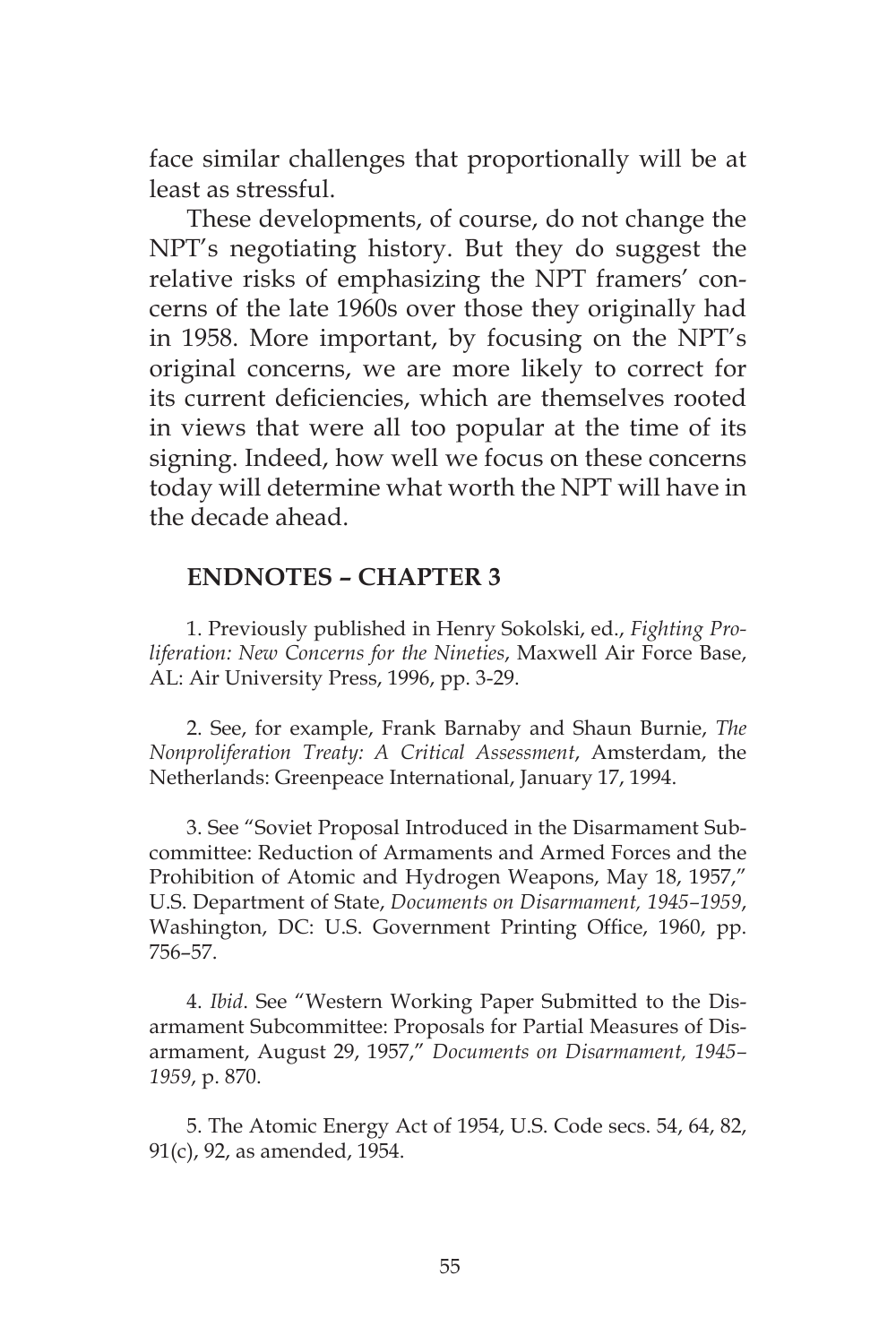face similar challenges that proportionally will be at least as stressful.

These developments, of course, do not change the NPT's negotiating history. But they do suggest the relative risks of emphasizing the NPT framers' concerns of the late 1960s over those they originally had in 1958. More important, by focusing on the NPT's original concerns, we are more likely to correct for its current deficiencies, which are themselves rooted in views that were all too popular at the time of its signing. Indeed, how well we focus on these concerns today will determine what worth the NPT will have in the decade ahead.

## ENDNOTES – CHAPTER 3

1. Previously published in Henry Sokolski, ed., *Fighting Proliferation: New Concerns for the Nineties*, Maxwell Air Force Base, AL: Air University Press, 1996, pp. 3-29.

2. See, for example, Frank Barnaby and Shaun Burnie, *The Nonproliferation Treaty: A Critical Assessment*, Amsterdam, the Netherlands: Greenpeace International, January 17, 1994.

3. See "Soviet Proposal Introduced in the Disarmament Subcommittee: Reduction of Armaments and Armed Forces and the Prohibition of Atomic and Hydrogen Weapons, May 18, 1957," U.S. Department of State, *Documents on Disarmament, 1945–1959*, Washington, DC: U.S. Government Printing Office, 1960, pp. 756–57.

4. *Ibid*. See "Western Working Paper Submitted to the Disarmament Subcommittee: Proposals for Partial Measures of Disarmament, August 29, 1957," *Documents on Disarmament, 1945–1959*, p. 870.

5. The Atomic Energy Act of 1954, U.S. Code secs. 54, 64, 82, 91(c), 92, as amended, 1954.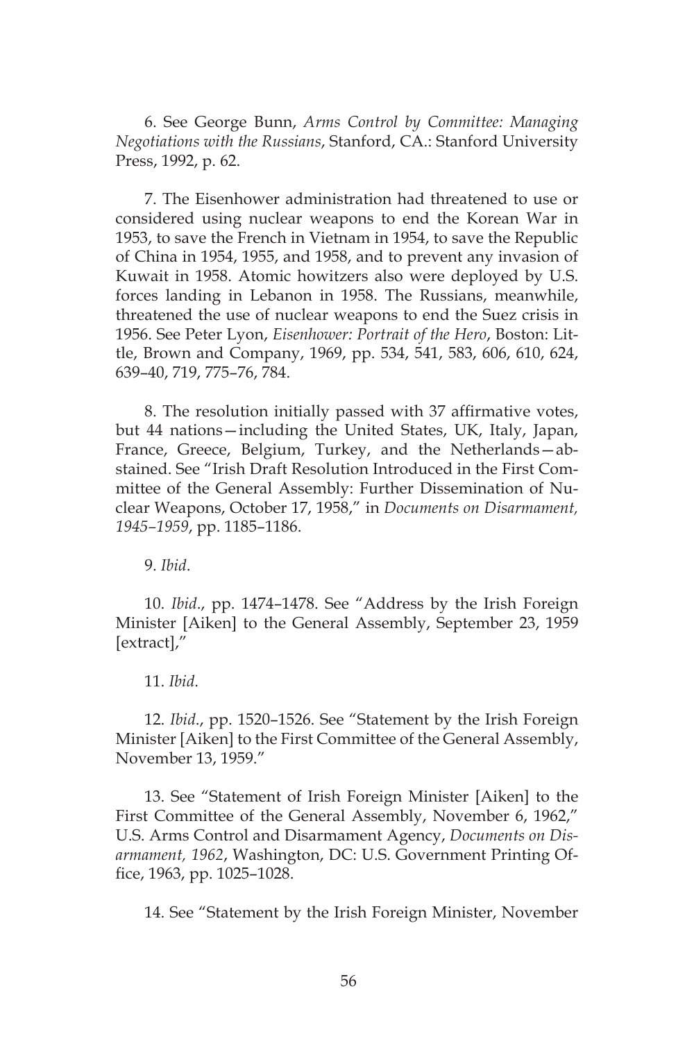6. See George Bunn, *Arms Control by Committee: Managing Negotiations with the Russians*, Stanford, CA.: Stanford University Press, 1992, p. 62.

7. The Eisenhower administration had threatened to use or considered using nuclear weapons to end the Korean War in 1953, to save the French in Vietnam in 1954, to save the Republic of China in 1954, 1955, and 1958, and to prevent any invasion of Kuwait in 1958. Atomic howitzers also were deployed by U.S. forces landing in Lebanon in 1958. The Russians, meanwhile, threatened the use of nuclear weapons to end the Suez crisis in 1956. See Peter Lyon, *Eisenhower: Portrait of the Hero*, Boston: Little, Brown and Company, 1969, pp. 534, 541, 583, 606, 610, 624, 639–40, 719, 775–76, 784.

8. The resolution initially passed with 37 affirmative votes, but 44 nations—including the United States, UK, Italy, Japan, France, Greece, Belgium, Turkey, and the Netherlands—abstained. See "Irish Draft Resolution Introduced in the First Committee of the General Assembly: Further Dissemination of Nuclear Weapons, October 17, 1958," in *Documents on Disarmament, 1945–1959*, pp. 1185–1186.

9. *Ibid*.

10. *Ibid*., pp. 1474–1478. See "Address by the Irish Foreign Minister [Aiken] to the General Assembly, September 23, 1959 [extract],"

11. *Ibid*.

12. *Ibid*., pp. 1520–1526. See "Statement by the Irish Foreign Minister [Aiken] to the First Committee of the General Assembly, November 13, 1959."

13. See "Statement of Irish Foreign Minister [Aiken] to the First Committee of the General Assembly, November 6, 1962," U.S. Arms Control and Disarmament Agency, *Documents on Disarmament, 1962*, Washington, DC: U.S. Government Printing Office, 1963, pp. 1025–1028.

14. See "Statement by the Irish Foreign Minister, November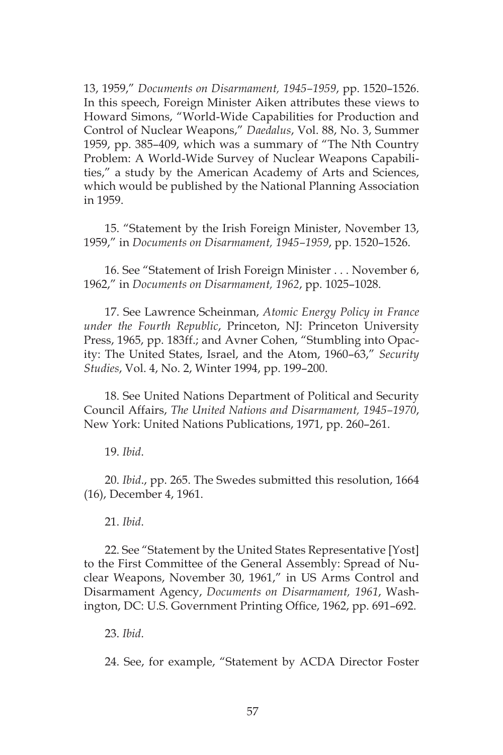13, 1959," *Documents on Disarmament, 1945–1959*, pp. 1520–1526. In this speech, Foreign Minister Aiken attributes these views to Howard Simons, "World-Wide Capabilities for Production and Control of Nuclear Weapons," *Daedalus*, Vol. 88, No. 3, Summer 1959, pp. 385–409, which was a summary of "The Nth Country Problem: A World-Wide Survey of Nuclear Weapons Capabilities," a study by the American Academy of Arts and Sciences, which would be published by the National Planning Association in 1959.

15. "Statement by the Irish Foreign Minister, November 13, 1959," in *Documents on Disarmament, 1945–1959*, pp. 1520–1526.

16. See "Statement of Irish Foreign Minister . . . November 6, 1962," in *Documents on Disarmament, 1962*, pp. 1025–1028.

17. See Lawrence Scheinman, *Atomic Energy Policy in France under the Fourth Republic*, Princeton, NJ: Princeton University Press, 1965, pp. 183ff.; and Avner Cohen, "Stumbling into Opacity: The United States, Israel, and the Atom, 1960–63," *Security Studies*, Vol. 4, No. 2, Winter 1994, pp. 199–200.

18. See United Nations Department of Political and Security Council Affairs, *The United Nations and Disarmament, 1945–1970*, New York: United Nations Publications, 1971, pp. 260–261.

19. *Ibid*.

20. *Ibid*., pp. 265. The Swedes submitted this resolution, 1664 (16), December 4, 1961.

21. *Ibid*.

22. See "Statement by the United States Representative [Yost] to the First Committee of the General Assembly: Spread of Nuclear Weapons, November 30, 1961," in US Arms Control and Disarmament Agency, *Documents on Disarmament, 1961*, Washington, DC: U.S. Government Printing Office, 1962, pp. 691–692.

23. *Ibid*.

24. See, for example, "Statement by ACDA Director Foster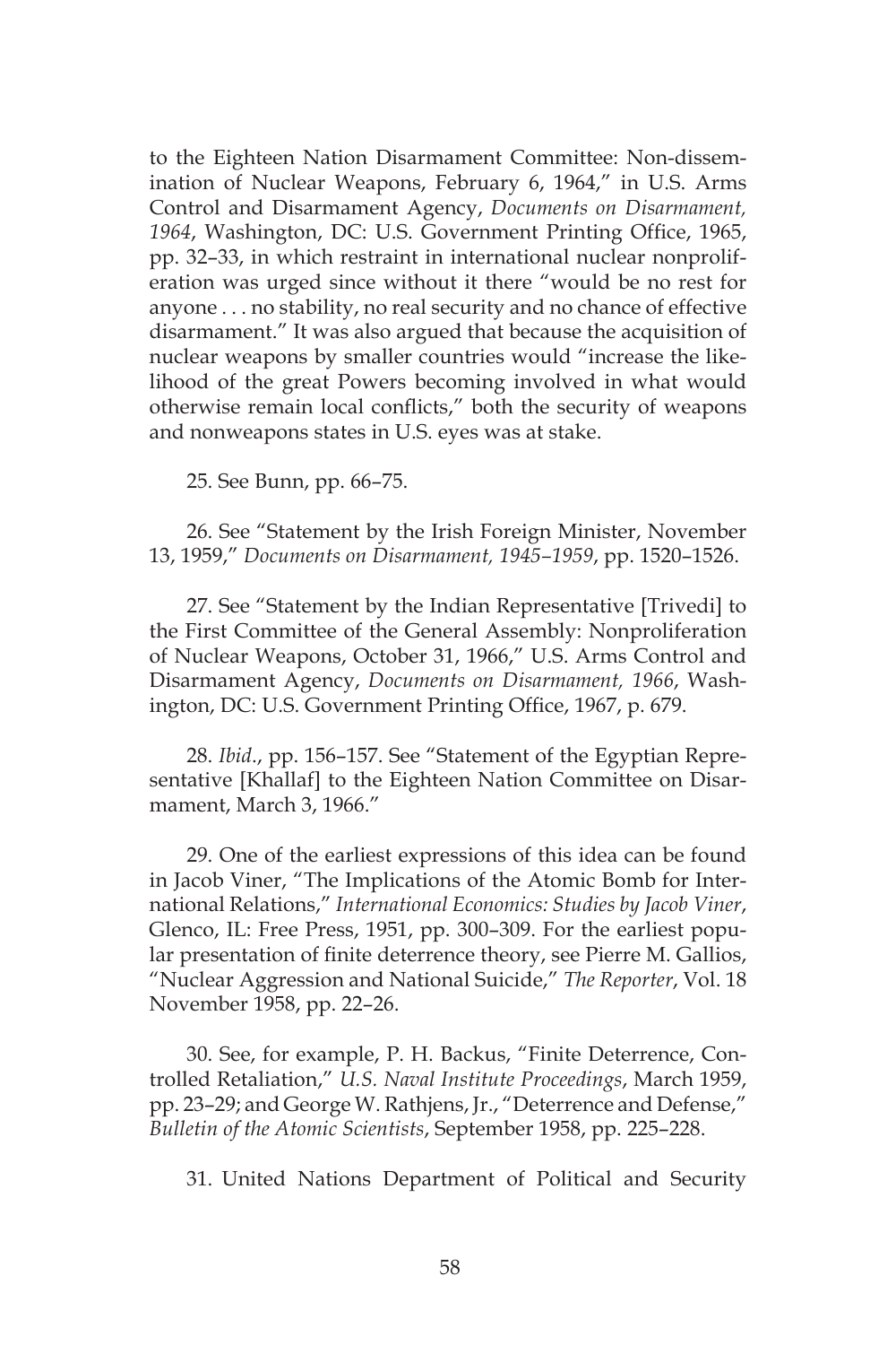to the Eighteen Nation Disarmament Committee: Non-dissemination of Nuclear Weapons, February 6, 1964," in U.S. Arms Control and Disarmament Agency, *Documents on Disarmament, 1964*, Washington, DC: U.S. Government Printing Office, 1965, pp. 32–33, in which restraint in international nuclear nonproliferation was urged since without it there "would be no rest for anyone . . . no stability, no real security and no chance of effective disarmament." It was also argued that because the acquisition of nuclear weapons by smaller countries would "increase the likelihood of the great Powers becoming involved in what would otherwise remain local conflicts," both the security of weapons and nonweapons states in U.S. eyes was at stake.

25. See Bunn, pp. 66–75.

26. See "Statement by the Irish Foreign Minister, November 13, 1959," *Documents on Disarmament, 1945–1959*, pp. 1520–1526.

27. See "Statement by the Indian Representative [Trivedi] to the First Committee of the General Assembly: Nonproliferation of Nuclear Weapons, October 31, 1966," U.S. Arms Control and Disarmament Agency, *Documents on Disarmament, 1966*, Washington, DC: U.S. Government Printing Office, 1967, p. 679.

28. *Ibid*., pp. 156–157. See "Statement of the Egyptian Representative [Khallaf] to the Eighteen Nation Committee on Disarmament, March 3, 1966."

29. One of the earliest expressions of this idea can be found in Jacob Viner, "The Implications of the Atomic Bomb for International Relations," *International Economics: Studies by Jacob Viner*, Glenco, IL: Free Press, 1951, pp. 300–309. For the earliest popular presentation of finite deterrence theory, see Pierre M. Gallios, "Nuclear Aggression and National Suicide," *The Reporter*, Vol. 18 November 1958, pp. 22–26.

30. See, for example, P. H. Backus, "Finite Deterrence, Controlled Retaliation," *U.S. Naval Institute Proceedings*, March 1959, pp. 23–29; and George W. Rathjens, Jr., "Deterrence and Defense," *Bulletin of the Atomic Scientists*, September 1958, pp. 225–228.

31. United Nations Department of Political and Security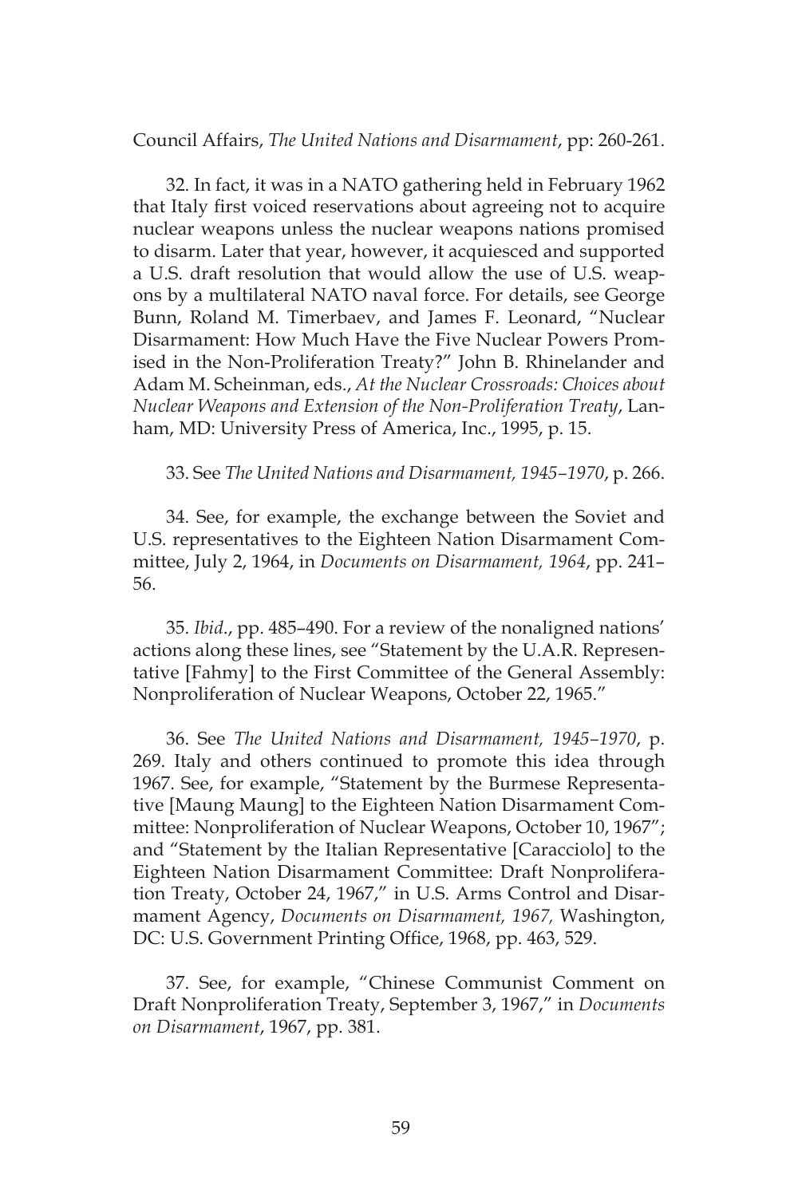Council Affairs, *The United Nations and Disarmament*, pp: 260-261.

32. In fact, it was in a NATO gathering held in February 1962 that Italy first voiced reservations about agreeing not to acquire nuclear weapons unless the nuclear weapons nations promised to disarm. Later that year, however, it acquiesced and supported a U.S. draft resolution that would allow the use of U.S. weapons by a multilateral NATO naval force. For details, see George Bunn, Roland M. Timerbaev, and James F. Leonard, "Nuclear Disarmament: How Much Have the Five Nuclear Powers Promised in the Non-Proliferation Treaty?" John B. Rhinelander and Adam M. Scheinman, eds., *At the Nuclear Crossroads: Choices about Nuclear Weapons and Extension of the Non-Proliferation Treaty*, Lanham, MD: University Press of America, Inc., 1995, p. 15.

33. See *The United Nations and Disarmament, 1945–1970*, p. 266.

34. See, for example, the exchange between the Soviet and U.S. representatives to the Eighteen Nation Disarmament Committee, July 2, 1964, in *Documents on Disarmament, 1964*, pp. 241–56.

35. *Ibid*., pp. 485–490. For a review of the nonaligned nations' actions along these lines, see "Statement by the U.A.R. Representative [Fahmy] to the First Committee of the General Assembly: Nonproliferation of Nuclear Weapons, October 22, 1965."

36. See *The United Nations and Disarmament, 1945–1970*, p. 269. Italy and others continued to promote this idea through 1967. See, for example, "Statement by the Burmese Representative [Maung Maung] to the Eighteen Nation Disarmament Committee: Nonproliferation of Nuclear Weapons, October 10, 1967"; and "Statement by the Italian Representative [Caracciolo] to the Eighteen Nation Disarmament Committee: Draft Nonproliferation Treaty, October 24, 1967," in U.S. Arms Control and Disarmament Agency, *Documents on Disarmament, 1967,* Washington, DC: U.S. Government Printing Office, 1968, pp. 463, 529.

37. See, for example, "Chinese Communist Comment on Draft Nonproliferation Treaty, September 3, 1967," in *Documents on Disarmament*, 1967, pp. 381.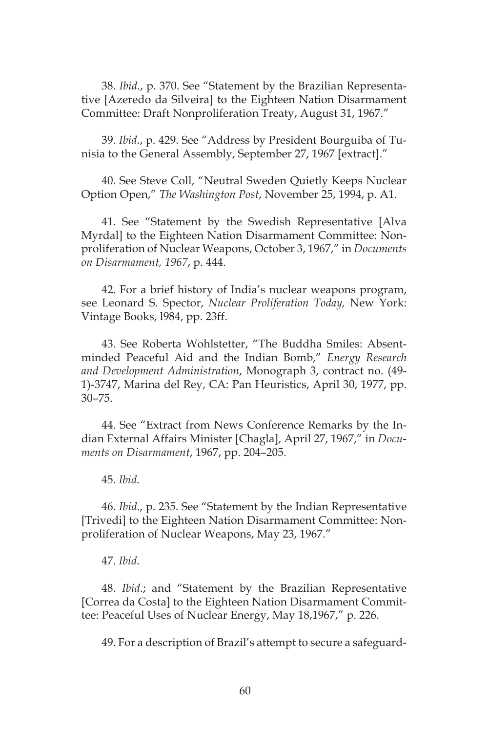38. *Ibid*., p. 370. See "Statement by the Brazilian Representative [Azeredo da Silveira] to the Eighteen Nation Disarmament Committee: Draft Nonproliferation Treaty, August 31, 1967."

39. *Ibid*., p. 429. See "Address by President Bourguiba of Tunisia to the General Assembly, September 27, 1967 [extract]."

40. See Steve Coll, "Neutral Sweden Quietly Keeps Nuclear Option Open," *The Washington Post*, November 25, 1994, p. A1.

41. See "Statement by the Swedish Representative [Alva Myrdal] to the Eighteen Nation Disarmament Committee: Nonproliferation of Nuclear Weapons, October 3, 1967," in *Documents on Disarmament, 1967*, p. 444.

42. For a brief history of India's nuclear weapons program, see Leonard S. Spector, *Nuclear Proliferation Today,* New York: Vintage Books, l984, pp. 23ff.

43. See Roberta Wohlstetter, "The Buddha Smiles: Absent-minded Peaceful Aid and the Indian Bomb," *Energy Research and Development Administration*, Monograph 3, contract no. (49-1)-3747, Marina del Rey, CA: Pan Heuristics, April 30, 1977, pp. 30–75.

44. See "Extract from News Conference Remarks by the Indian External Affairs Minister [Chagla], April 27, 1967," in *Documents on Disarmament*, 1967, pp. 204–205.

45. *Ibid*.

46. *Ibid*., p. 235. See "Statement by the Indian Representative [Trivedi] to the Eighteen Nation Disarmament Committee: Nonproliferation of Nuclear Weapons, May 23, 1967."

47. *Ibid*.

48. *Ibid*.; and "Statement by the Brazilian Representative [Correa da Costa] to the Eighteen Nation Disarmament Committee: Peaceful Uses of Nuclear Energy, May 18,1967," p. 226.

49. For a description of Brazil's attempt to secure a safeguard-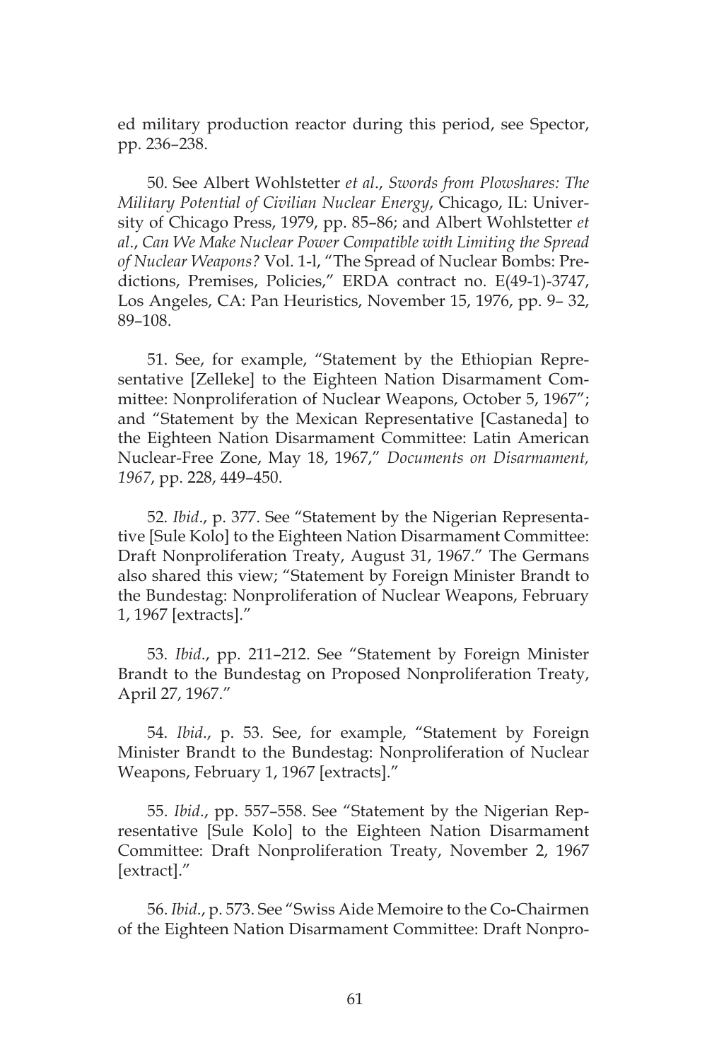ed military production reactor during this period, see Spector, pp. 236–238.

50. See Albert Wohlstetter *et al*., *Swords from Plowshares: The Military Potential of Civilian Nuclear Energy*, Chicago, IL: University of Chicago Press, 1979, pp. 85–86; and Albert Wohlstetter *et al*., *Can We Make Nuclear Power Compatible with Limiting the Spread of Nuclear Weapons?* Vol. 1-l, "The Spread of Nuclear Bombs: Predictions, Premises, Policies," ERDA contract no. E(49-1)-3747, Los Angeles, CA: Pan Heuristics, November 15, 1976, pp. 9– 32, 89–108.

51. See, for example, "Statement by the Ethiopian Representative [Zelleke] to the Eighteen Nation Disarmament Committee: Nonproliferation of Nuclear Weapons, October 5, 1967"; and "Statement by the Mexican Representative [Castaneda] to the Eighteen Nation Disarmament Committee: Latin American Nuclear-Free Zone, May 18, 1967," *Documents on Disarmament, 1967*, pp. 228, 449–450.

52. *Ibid*., p. 377. See "Statement by the Nigerian Representative [Sule Kolo] to the Eighteen Nation Disarmament Committee: Draft Nonproliferation Treaty, August 31, 1967." The Germans also shared this view; "Statement by Foreign Minister Brandt to the Bundestag: Nonproliferation of Nuclear Weapons, February 1, 1967 [extracts]."

53. *Ibid*., pp. 211–212. See "Statement by Foreign Minister Brandt to the Bundestag on Proposed Nonproliferation Treaty, April 27, 1967."

54. *Ibid*., p. 53. See, for example, "Statement by Foreign Minister Brandt to the Bundestag: Nonproliferation of Nuclear Weapons, February 1, 1967 [extracts]."

55. *Ibid*., pp. 557–558. See "Statement by the Nigerian Representative [Sule Kolo] to the Eighteen Nation Disarmament Committee: Draft Nonproliferation Treaty, November 2, 1967 [extract]."

56. *Ibid*., p. 573. See "Swiss Aide Memoire to the Co-Chairmen of the Eighteen Nation Disarmament Committee: Draft Nonpro-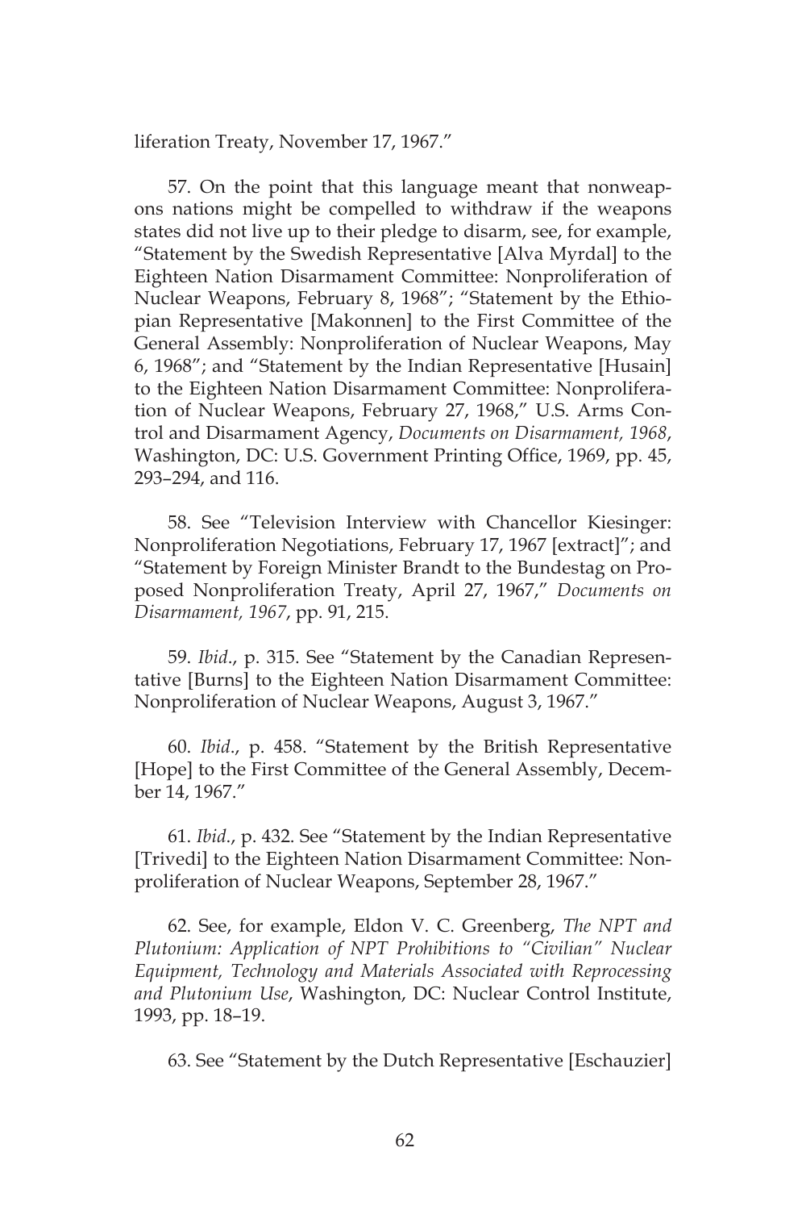liferation Treaty, November 17, 1967."

57. On the point that this language meant that nonweapons nations might be compelled to withdraw if the weapons states did not live up to their pledge to disarm, see, for example, "Statement by the Swedish Representative [Alva Myrdal] to the Eighteen Nation Disarmament Committee: Nonproliferation of Nuclear Weapons, February 8, 1968"; "Statement by the Ethiopian Representative [Makonnen] to the First Committee of the General Assembly: Nonproliferation of Nuclear Weapons, May 6, 1968"; and "Statement by the Indian Representative [Husain] to the Eighteen Nation Disarmament Committee: Nonproliferation of Nuclear Weapons, February 27, 1968," U.S. Arms Control and Disarmament Agency, *Documents on Disarmament, 1968*, Washington, DC: U.S. Government Printing Office, 1969, pp. 45, 293–294, and 116.

58. See "Television Interview with Chancellor Kiesinger: Nonproliferation Negotiations, February 17, 1967 [extract]"; and "Statement by Foreign Minister Brandt to the Bundestag on Proposed Nonproliferation Treaty, April 27, 1967," *Documents on Disarmament, 1967*, pp. 91, 215.

59. *Ibid*., p. 315. See "Statement by the Canadian Representative [Burns] to the Eighteen Nation Disarmament Committee: Nonproliferation of Nuclear Weapons, August 3, 1967."

60. *Ibid*., p. 458. "Statement by the British Representative [Hope] to the First Committee of the General Assembly, December 14, 1967."

61. *Ibid*., p. 432. See "Statement by the Indian Representative [Trivedi] to the Eighteen Nation Disarmament Committee: Nonproliferation of Nuclear Weapons, September 28, 1967."

62. See, for example, Eldon V. C. Greenberg, *The NPT and Plutonium: Application of NPT Prohibitions to "Civilian" Nuclear Equipment, Technology and Materials Associated with Reprocessing and Plutonium Use*, Washington, DC: Nuclear Control Institute, 1993, pp. 18–19.

63. See "Statement by the Dutch Representative [Eschauzier]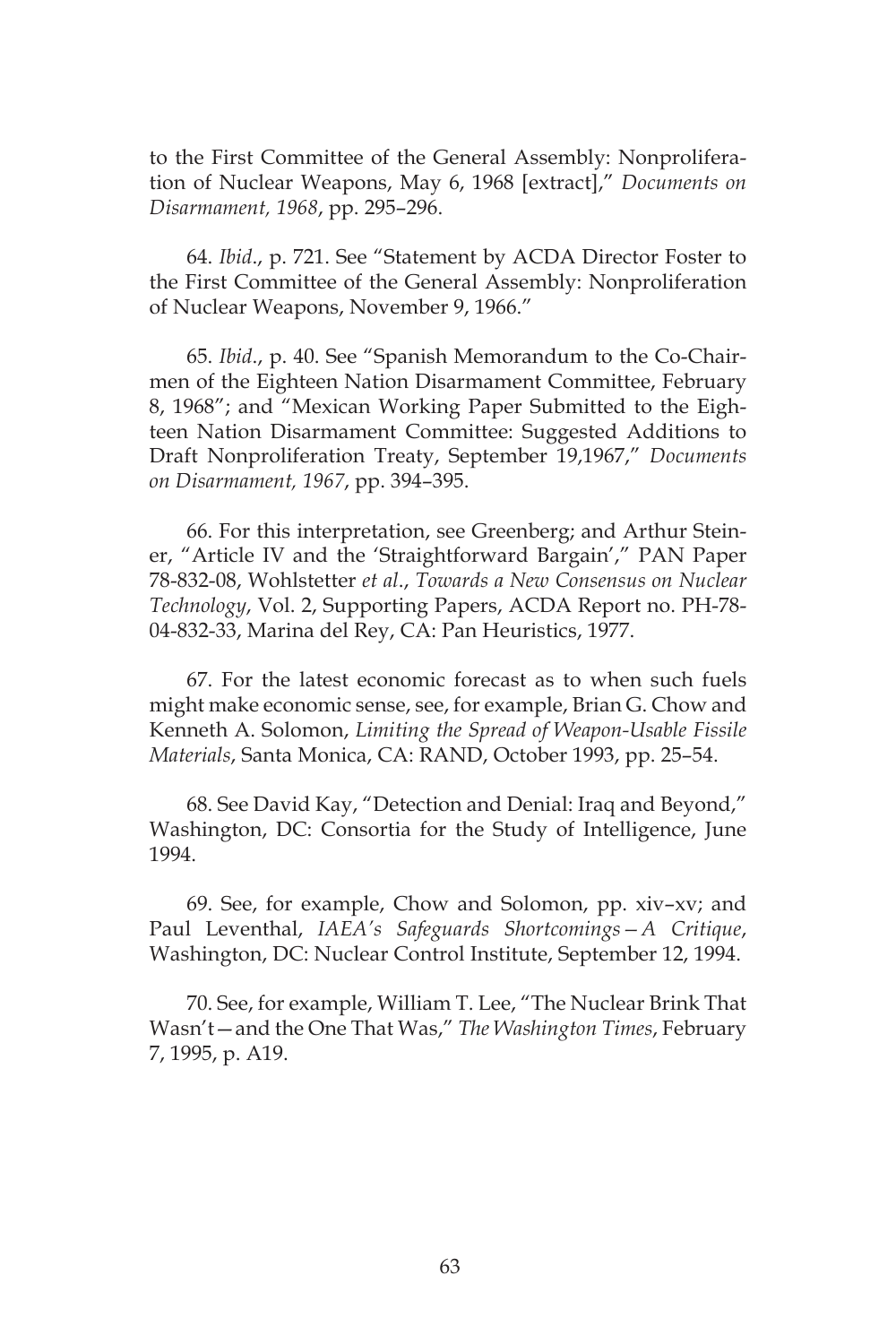to the First Committee of the General Assembly: Nonproliferation of Nuclear Weapons, May 6, 1968 [extract]," *Documents on Disarmament, 1968*, pp. 295–296.

64. *Ibid*., p. 721. See "Statement by ACDA Director Foster to the First Committee of the General Assembly: Nonproliferation of Nuclear Weapons, November 9, 1966."

65. *Ibid*., p. 40. See "Spanish Memorandum to the Co-Chairmen of the Eighteen Nation Disarmament Committee, February 8, 1968"; and "Mexican Working Paper Submitted to the Eighteen Nation Disarmament Committee: Suggested Additions to Draft Nonproliferation Treaty, September 19,1967," *Documents on Disarmament, 1967*, pp. 394–395.

66. For this interpretation, see Greenberg; and Arthur Steiner, "Article IV and the 'Straightforward Bargain'," PAN Paper 78-832-08, Wohlstetter *et al*., *Towards a New Consensus on Nuclear Technology*, Vol. 2, Supporting Papers, ACDA Report no. PH-78-04-832-33, Marina del Rey, CA: Pan Heuristics, 1977.

67. For the latest economic forecast as to when such fuels might make economic sense, see, for example, Brian G. Chow and Kenneth A. Solomon, *Limiting the Spread of Weapon-Usable Fissile Materials*, Santa Monica, CA: RAND, October 1993, pp. 25–54.

68. See David Kay, "Detection and Denial: Iraq and Beyond," Washington, DC: Consortia for the Study of Intelligence, June 1994.

69. See, for example, Chow and Solomon, pp. xiv–xv; and Paul Leventhal, *IAEA's Safeguards Shortcomings—A Critique*, Washington, DC: Nuclear Control Institute, September 12, 1994.

70. See, for example, William T. Lee, "The Nuclear Brink That Wasn't—and the One That Was," *The Washington Times*, February 7, 1995, p. A19.